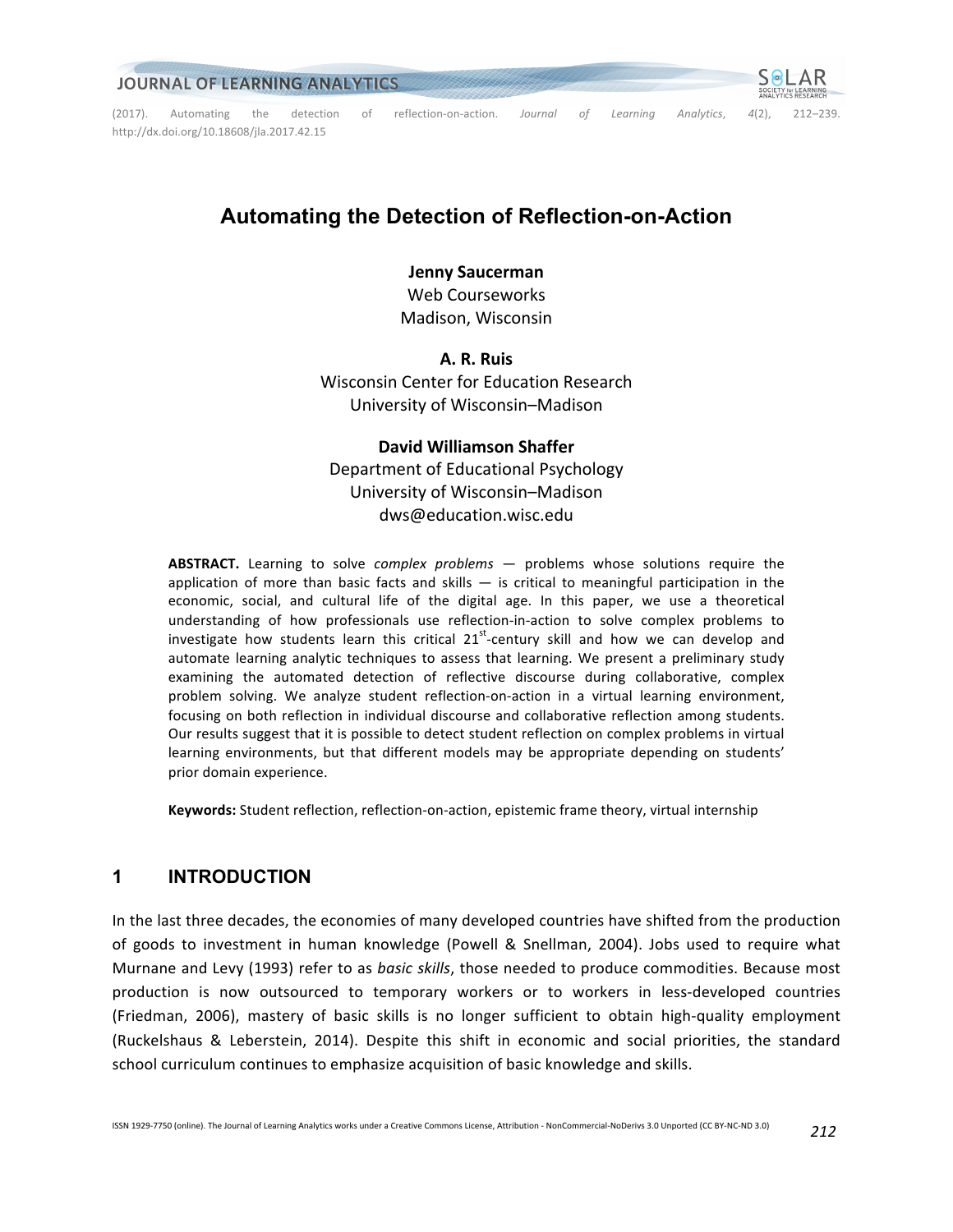# Automating the Detection of Reflection-on-Action

**Jenny Saucerman**
Web Courseworks
Madison, Wisconsin

**A. R. Ruis**
Wisconsin Center for Education Research
University of Wisconsin–Madison

**David Williamson Shaffer**
Department of Educational Psychology
University of Wisconsin–Madison
dws@education.wisc.edu

**ABSTRACT.** Learning to solve *complex problems* — problems whose solutions require the application of more than basic facts and skills — is critical to meaningful participation in the economic, social, and cultural life of the digital age. In this paper, we use a theoretical understanding of how professionals use reflection-in-action to solve complex problems to investigate how students learn this critical 21st-century skill and how we can develop and automate learning analytic techniques to assess that learning. We present a preliminary study examining the automated detection of reflective discourse during collaborative, complex problem solving. We analyze student reflection-on-action in a virtual learning environment, focusing on both reflection in individual discourse and collaborative reflection among students. Our results suggest that it is possible to detect student reflection on complex problems in virtual learning environments, but that different models may be appropriate depending on students' prior domain experience.

**Keywords:** Student reflection, reflection-on-action, epistemic frame theory, virtual internship

## 1 INTRODUCTION

In the last three decades, the economies of many developed countries have shifted from the production of goods to investment in human knowledge (Powell & Snellman, 2004). Jobs used to require what Murnane and Levy (1993) refer to as *basic skills*, those needed to produce commodities. Because most production is now outsourced to temporary workers or to workers in less-developed countries (Friedman, 2006), mastery of basic skills is no longer sufficient to obtain high-quality employment (Ruckelshaus & Leberstein, 2014). Despite this shift in economic and social priorities, the standard school curriculum continues to emphasize acquisition of basic knowledge and skills.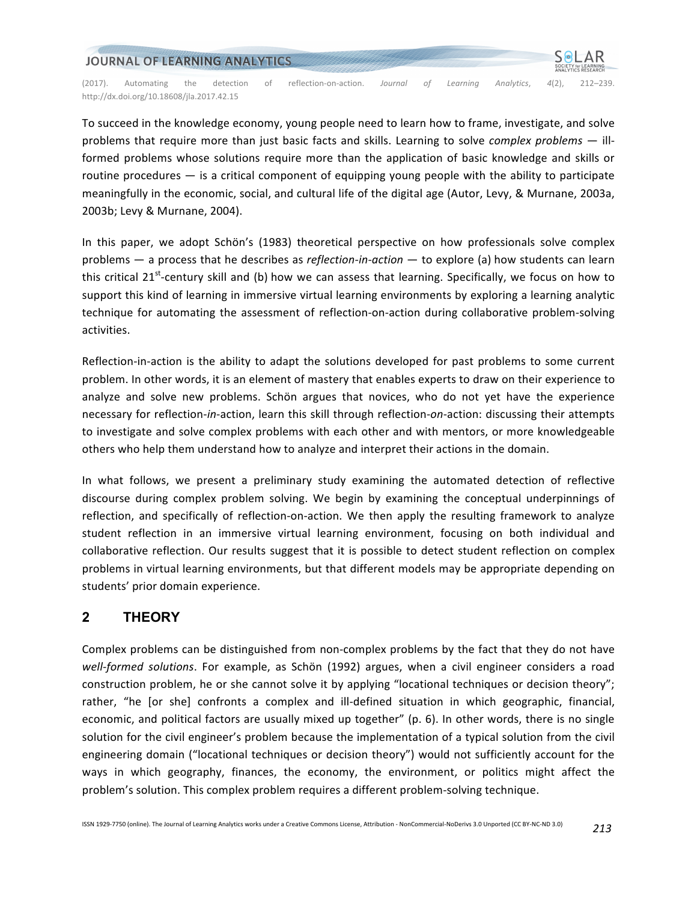To succeed in the knowledge economy, young people need to learn how to frame, investigate, and solve problems that require more than just basic facts and skills. Learning to solve *complex problems* — ill-formed problems whose solutions require more than the application of basic knowledge and skills or routine procedures — is a critical component of equipping young people with the ability to participate meaningfully in the economic, social, and cultural life of the digital age (Autor, Levy, & Murnane, 2003a, 2003b; Levy & Murnane, 2004).

In this paper, we adopt Schön's (1983) theoretical perspective on how professionals solve complex problems — a process that he describes as *reflection-in-action* — to explore (a) how students can learn this critical 21st-century skill and (b) how we can assess that learning. Specifically, we focus on how to support this kind of learning in immersive virtual learning environments by exploring a learning analytic technique for automating the assessment of reflection-on-action during collaborative problem-solving activities.

Reflection-in-action is the ability to adapt the solutions developed for past problems to some current problem. In other words, it is an element of mastery that enables experts to draw on their experience to analyze and solve new problems. Schön argues that novices, who do not yet have the experience necessary for reflection-*in*-action, learn this skill through reflection-*on*-action: discussing their attempts to investigate and solve complex problems with each other and with mentors, or more knowledgeable others who help them understand how to analyze and interpret their actions in the domain.

In what follows, we present a preliminary study examining the automated detection of reflective discourse during complex problem solving. We begin by examining the conceptual underpinnings of reflection, and specifically of reflection-on-action. We then apply the resulting framework to analyze student reflection in an immersive virtual learning environment, focusing on both individual and collaborative reflection. Our results suggest that it is possible to detect student reflection on complex problems in virtual learning environments, but that different models may be appropriate depending on students' prior domain experience.

## 2 THEORY

Complex problems can be distinguished from non-complex problems by the fact that they do not have *well-formed solutions*. For example, as Schön (1992) argues, when a civil engineer considers a road construction problem, he or she cannot solve it by applying "locational techniques or decision theory"; rather, "he [or she] confronts a complex and ill-defined situation in which geographic, financial, economic, and political factors are usually mixed up together" (p. 6). In other words, there is no single solution for the civil engineer's problem because the implementation of a typical solution from the civil engineering domain ("locational techniques or decision theory") would not sufficiently account for the ways in which geography, finances, the economy, the environment, or politics might affect the problem's solution. This complex problem requires a different problem-solving technique.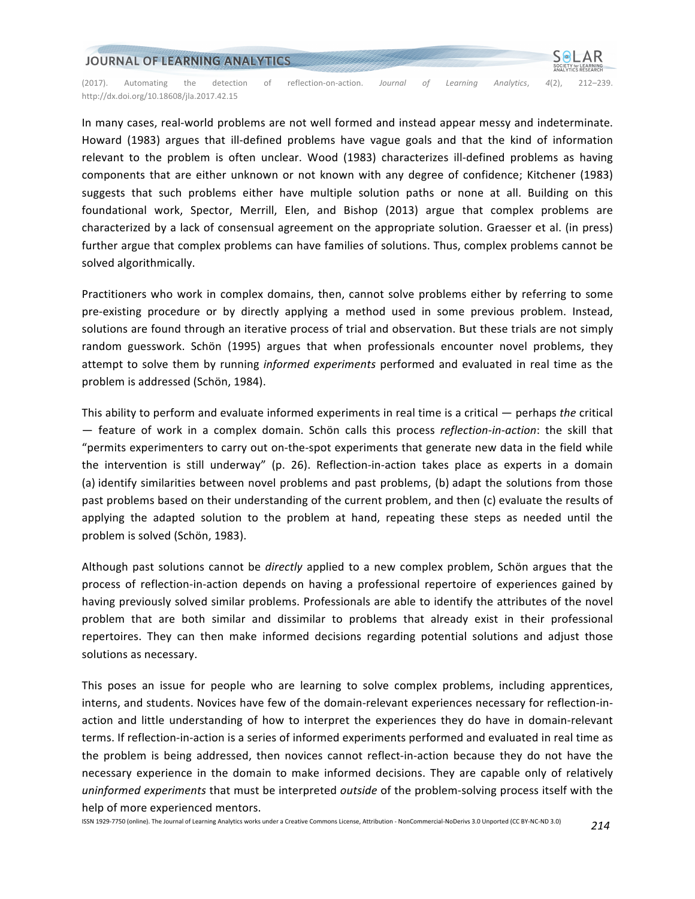In many cases, real-world problems are not well formed and instead appear messy and indeterminate. Howard (1983) argues that ill-defined problems have vague goals and that the kind of information relevant to the problem is often unclear. Wood (1983) characterizes ill-defined problems as having components that are either unknown or not known with any degree of confidence; Kitchener (1983) suggests that such problems either have multiple solution paths or none at all. Building on this foundational work, Spector, Merrill, Elen, and Bishop (2013) argue that complex problems are characterized by a lack of consensual agreement on the appropriate solution. Graesser et al. (in press) further argue that complex problems can have families of solutions. Thus, complex problems cannot be solved algorithmically.

Practitioners who work in complex domains, then, cannot solve problems either by referring to some pre-existing procedure or by directly applying a method used in some previous problem. Instead, solutions are found through an iterative process of trial and observation. But these trials are not simply random guesswork. Schön (1995) argues that when professionals encounter novel problems, they attempt to solve them by running *informed experiments* performed and evaluated in real time as the problem is addressed (Schön, 1984).

This ability to perform and evaluate informed experiments in real time is a critical — perhaps *the* critical — feature of work in a complex domain. Schön calls this process *reflection-in-action*: the skill that "permits experimenters to carry out on-the-spot experiments that generate new data in the field while the intervention is still underway" (p. 26). Reflection-in-action takes place as experts in a domain (a) identify similarities between novel problems and past problems, (b) adapt the solutions from those past problems based on their understanding of the current problem, and then (c) evaluate the results of applying the adapted solution to the problem at hand, repeating these steps as needed until the problem is solved (Schön, 1983).

Although past solutions cannot be *directly* applied to a new complex problem, Schön argues that the process of reflection-in-action depends on having a professional repertoire of experiences gained by having previously solved similar problems. Professionals are able to identify the attributes of the novel problem that are both similar and dissimilar to problems that already exist in their professional repertoires. They can then make informed decisions regarding potential solutions and adjust those solutions as necessary.

This poses an issue for people who are learning to solve complex problems, including apprentices, interns, and students. Novices have few of the domain-relevant experiences necessary for reflection-in-action and little understanding of how to interpret the experiences they do have in domain-relevant terms. If reflection-in-action is a series of informed experiments performed and evaluated in real time as the problem is being addressed, then novices cannot reflect-in-action because they do not have the necessary experience in the domain to make informed decisions. They are capable only of relatively *uninformed experiments* that must be interpreted *outside* of the problem-solving process itself with the help of more experienced mentors.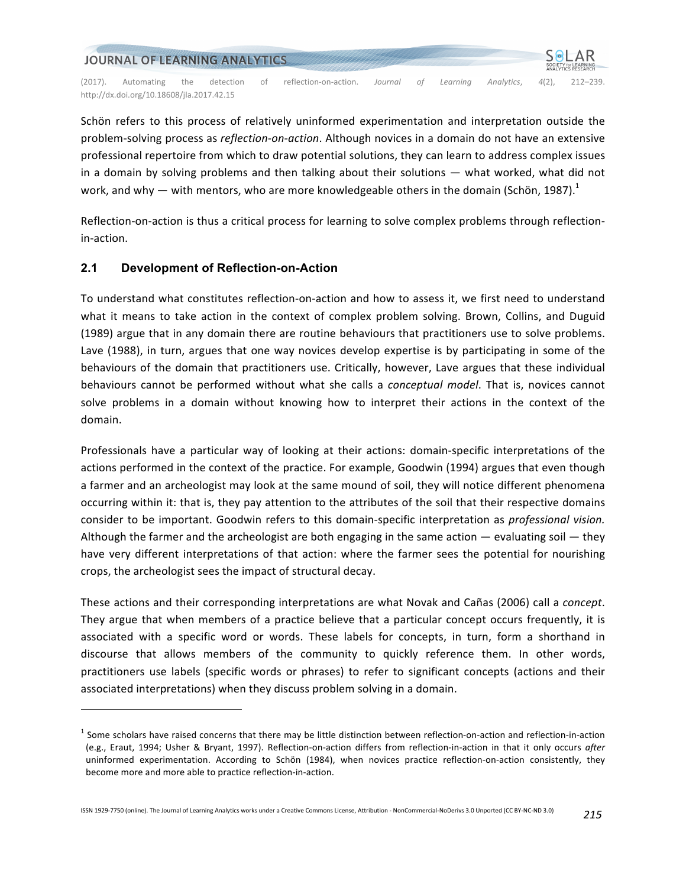Schön refers to this process of relatively uninformed experimentation and interpretation outside the problem-solving process as *reflection-on-action*. Although novices in a domain do not have an extensive professional repertoire from which to draw potential solutions, they can learn to address complex issues in a domain by solving problems and then talking about their solutions — what worked, what did not work, and why — with mentors, who are more knowledgeable others in the domain (Schön, 1987).[1]

Reflection-on-action is thus a critical process for learning to solve complex problems through reflection-in-action.

## 2.1 Development of Reflection-on-Action

To understand what constitutes reflection-on-action and how to assess it, we first need to understand what it means to take action in the context of complex problem solving. Brown, Collins, and Duguid (1989) argue that in any domain there are routine behaviours that practitioners use to solve problems. Lave (1988), in turn, argues that one way novices develop expertise is by participating in some of the behaviours of the domain that practitioners use. Critically, however, Lave argues that these individual behaviours cannot be performed without what she calls a *conceptual model*. That is, novices cannot solve problems in a domain without knowing how to interpret their actions in the context of the domain.

Professionals have a particular way of looking at their actions: domain-specific interpretations of the actions performed in the context of the practice. For example, Goodwin (1994) argues that even though a farmer and an archeologist may look at the same mound of soil, they will notice different phenomena occurring within it: that is, they pay attention to the attributes of the soil that their respective domains consider to be important. Goodwin refers to this domain-specific interpretation as *professional vision.* Although the farmer and the archeologist are both engaging in the same action — evaluating soil — they have very different interpretations of that action: where the farmer sees the potential for nourishing crops, the archeologist sees the impact of structural decay.

These actions and their corresponding interpretations are what Novak and Cañas (2006) call a *concept*. They argue that when members of a practice believe that a particular concept occurs frequently, it is associated with a specific word or words. These labels for concepts, in turn, form a shorthand in discourse that allows members of the community to quickly reference them. In other words, practitioners use labels (specific words or phrases) to refer to significant concepts (actions and their associated interpretations) when they discuss problem solving in a domain.

---

[1] Some scholars have raised concerns that there may be little distinction between reflection-on-action and reflection-in-action (e.g., Eraut, 1994; Usher & Bryant, 1997). Reflection-on-action differs from reflection-in-action in that it only occurs *after* uninformed experimentation. According to Schön (1984), when novices practice reflection-on-action consistently, they become more and more able to practice reflection-in-action.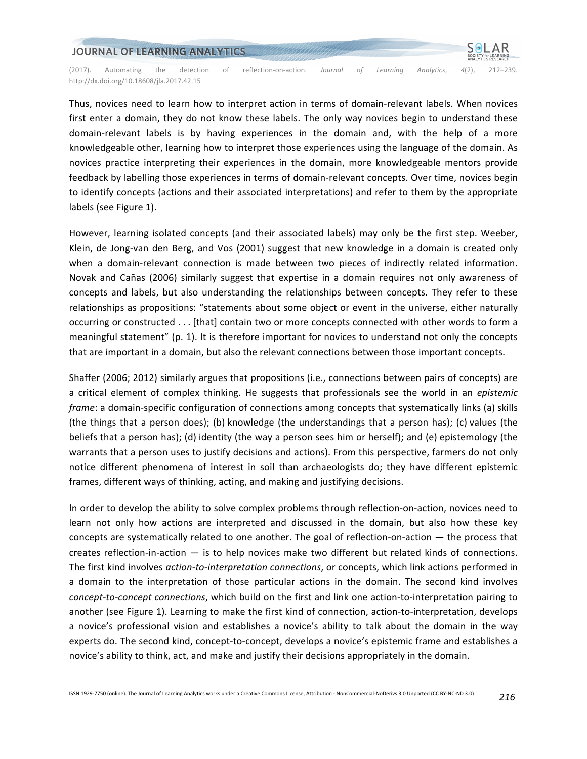Thus, novices need to learn how to interpret action in terms of domain-relevant labels. When novices first enter a domain, they do not know these labels. The only way novices begin to understand these domain-relevant labels is by having experiences in the domain and, with the help of a more knowledgeable other, learning how to interpret those experiences using the language of the domain. As novices practice interpreting their experiences in the domain, more knowledgeable mentors provide feedback by labelling those experiences in terms of domain-relevant concepts. Over time, novices begin to identify concepts (actions and their associated interpretations) and refer to them by the appropriate labels (see Figure 1).

However, learning isolated concepts (and their associated labels) may only be the first step. Weeber, Klein, de Jong-van den Berg, and Vos (2001) suggest that new knowledge in a domain is created only when a domain-relevant connection is made between two pieces of indirectly related information. Novak and Cañas (2006) similarly suggest that expertise in a domain requires not only awareness of concepts and labels, but also understanding the relationships between concepts. They refer to these relationships as propositions: "statements about some object or event in the universe, either naturally occurring or constructed . . . [that] contain two or more concepts connected with other words to form a meaningful statement" (p. 1). It is therefore important for novices to understand not only the concepts that are important in a domain, but also the relevant connections between those important concepts.

Shaffer (2006; 2012) similarly argues that propositions (i.e., connections between pairs of concepts) are a critical element of complex thinking. He suggests that professionals see the world in an *epistemic frame*: a domain-specific configuration of connections among concepts that systematically links (a) skills (the things that a person does); (b) knowledge (the understandings that a person has); (c) values (the beliefs that a person has); (d) identity (the way a person sees him or herself); and (e) epistemology (the warrants that a person uses to justify decisions and actions). From this perspective, farmers do not only notice different phenomena of interest in soil than archaeologists do; they have different epistemic frames, different ways of thinking, acting, and making and justifying decisions.

In order to develop the ability to solve complex problems through reflection-on-action, novices need to learn not only how actions are interpreted and discussed in the domain, but also how these key concepts are systematically related to one another. The goal of reflection-on-action — the process that creates reflection-in-action — is to help novices make two different but related kinds of connections. The first kind involves *action-to-interpretation connections*, or concepts, which link actions performed in a domain to the interpretation of those particular actions in the domain. The second kind involves *concept-to-concept connections*, which build on the first and link one action-to-interpretation pairing to another (see Figure 1). Learning to make the first kind of connection, action-to-interpretation, develops a novice's professional vision and establishes a novice's ability to talk about the domain in the way experts do. The second kind, concept-to-concept, develops a novice's epistemic frame and establishes a novice's ability to think, act, and make and justify their decisions appropriately in the domain.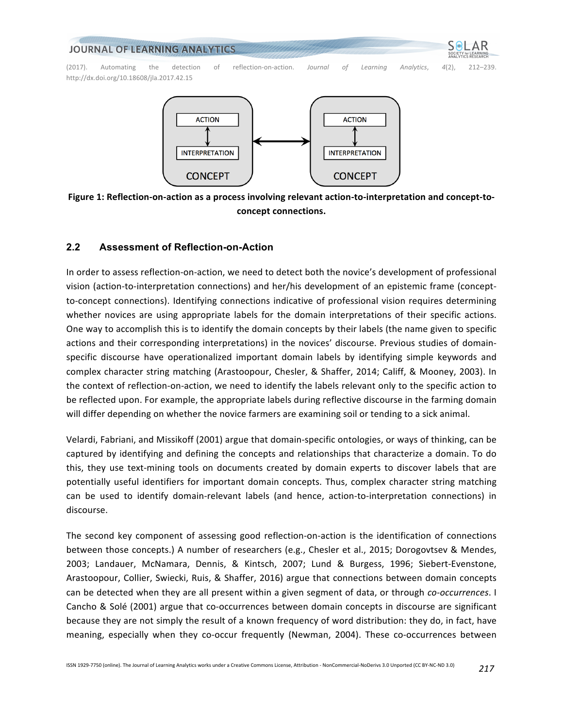Figure 1: Reflection-on-action as a process involving relevant action-to-interpretation and concept-to-concept connections.

### 2.2 Assessment of Reflection-on-Action

In order to assess reflection-on-action, we need to detect both the novice's development of professional vision (action-to-interpretation connections) and her/his development of an epistemic frame (concept-to-concept connections). Identifying connections indicative of professional vision requires determining whether novices are using appropriate labels for the domain interpretations of their specific actions. One way to accomplish this is to identify the domain concepts by their labels (the name given to specific actions and their corresponding interpretations) in the novices' discourse. Previous studies of domain-specific discourse have operationalized important domain labels by identifying simple keywords and complex character string matching (Arastoopour, Chesler, & Shaffer, 2014; Califf, & Mooney, 2003). In the context of reflection-on-action, we need to identify the labels relevant only to the specific action to be reflected upon. For example, the appropriate labels during reflective discourse in the farming domain will differ depending on whether the novice farmers are examining soil or tending to a sick animal.

Velardi, Fabriani, and Missikoff (2001) argue that domain-specific ontologies, or ways of thinking, can be captured by identifying and defining the concepts and relationships that characterize a domain. To do this, they use text-mining tools on documents created by domain experts to discover labels that are potentially useful identifiers for important domain concepts. Thus, complex character string matching can be used to identify domain-relevant labels (and hence, action-to-interpretation connections) in discourse.

The second key component of assessing good reflection-on-action is the identification of connections between those concepts.) A number of researchers (e.g., Chesler et al., 2015; Dorogovtsev & Mendes, 2003; Landauer, McNamara, Dennis, & Kintsch, 2007; Lund & Burgess, 1996; Siebert-Evenstone, Arastoopour, Collier, Swiecki, Ruis, & Shaffer, 2016) argue that connections between domain concepts can be detected when they are all present within a given segment of data, or through *co-occurrences*. I Cancho & Solé (2001) argue that co-occurrences between domain concepts in discourse are significant because they are not simply the result of a known frequency of word distribution: they do, in fact, have meaning, especially when they co-occur frequently (Newman, 2004). These co-occurrences between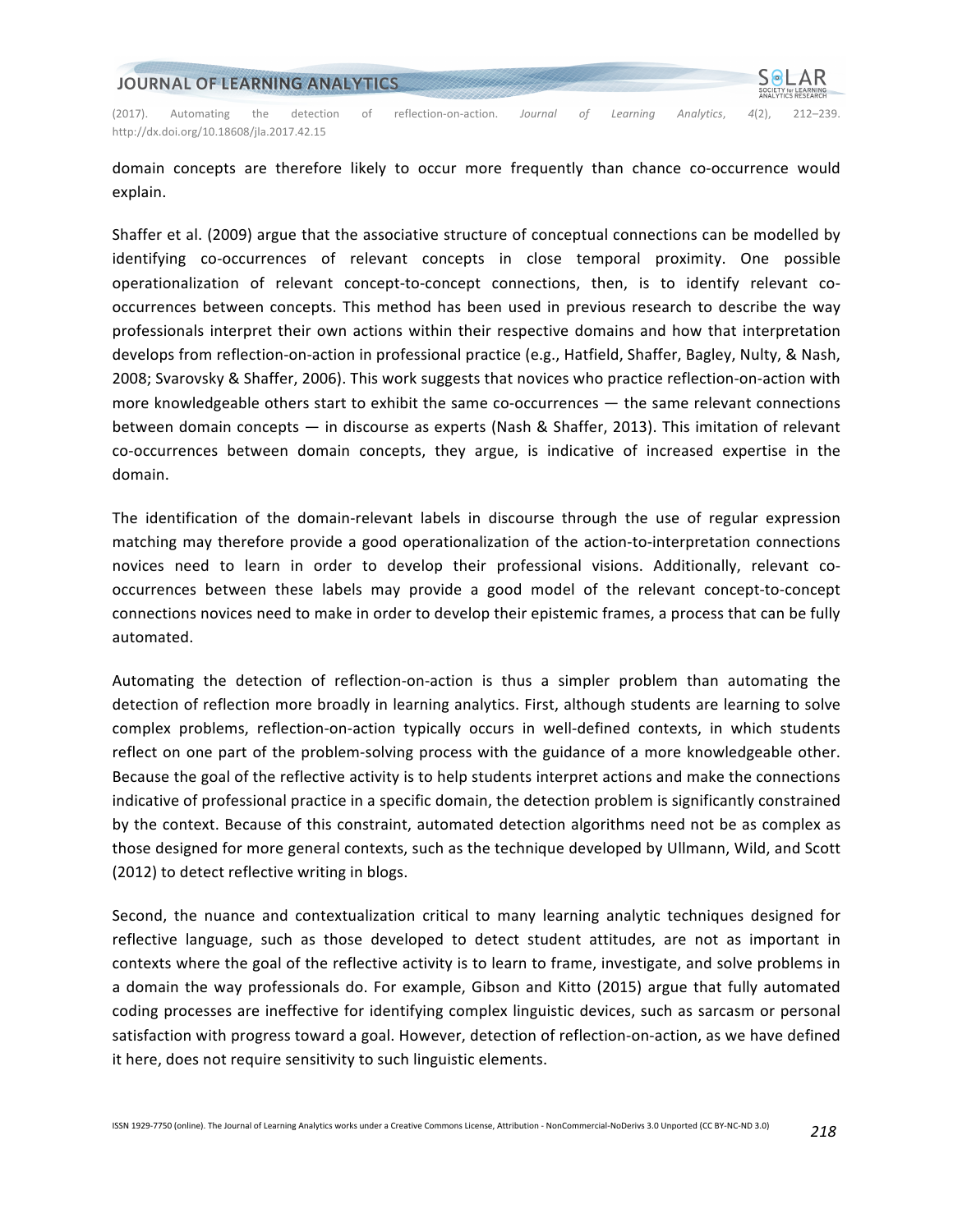domain concepts are therefore likely to occur more frequently than chance co-occurrence would explain.

Shaffer et al. (2009) argue that the associative structure of conceptual connections can be modelled by identifying co-occurrences of relevant concepts in close temporal proximity. One possible operationalization of relevant concept-to-concept connections, then, is to identify relevant co-occurrences between concepts. This method has been used in previous research to describe the way professionals interpret their own actions within their respective domains and how that interpretation develops from reflection-on-action in professional practice (e.g., Hatfield, Shaffer, Bagley, Nulty, & Nash, 2008; Svarovsky & Shaffer, 2006). This work suggests that novices who practice reflection-on-action with more knowledgeable others start to exhibit the same co-occurrences — the same relevant connections between domain concepts — in discourse as experts (Nash & Shaffer, 2013). This imitation of relevant co-occurrences between domain concepts, they argue, is indicative of increased expertise in the domain.

The identification of the domain-relevant labels in discourse through the use of regular expression matching may therefore provide a good operationalization of the action-to-interpretation connections novices need to learn in order to develop their professional visions. Additionally, relevant co-occurrences between these labels may provide a good model of the relevant concept-to-concept connections novices need to make in order to develop their epistemic frames, a process that can be fully automated.

Automating the detection of reflection-on-action is thus a simpler problem than automating the detection of reflection more broadly in learning analytics. First, although students are learning to solve complex problems, reflection-on-action typically occurs in well-defined contexts, in which students reflect on one part of the problem-solving process with the guidance of a more knowledgeable other. Because the goal of the reflective activity is to help students interpret actions and make the connections indicative of professional practice in a specific domain, the detection problem is significantly constrained by the context. Because of this constraint, automated detection algorithms need not be as complex as those designed for more general contexts, such as the technique developed by Ullmann, Wild, and Scott (2012) to detect reflective writing in blogs.

Second, the nuance and contextualization critical to many learning analytic techniques designed for reflective language, such as those developed to detect student attitudes, are not as important in contexts where the goal of the reflective activity is to learn to frame, investigate, and solve problems in a domain the way professionals do. For example, Gibson and Kitto (2015) argue that fully automated coding processes are ineffective for identifying complex linguistic devices, such as sarcasm or personal satisfaction with progress toward a goal. However, detection of reflection-on-action, as we have defined it here, does not require sensitivity to such linguistic elements.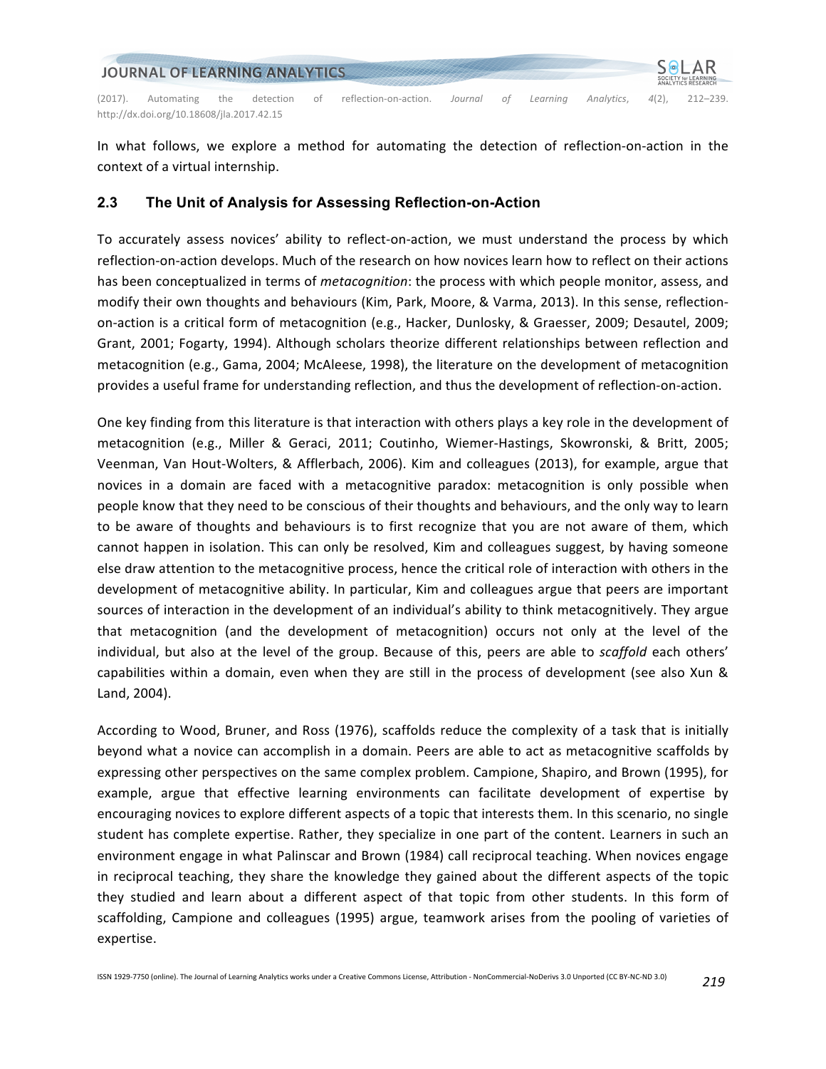In what follows, we explore a method for automating the detection of reflection-on-action in the context of a virtual internship.

### 2.3 The Unit of Analysis for Assessing Reflection-on-Action

To accurately assess novices' ability to reflect-on-action, we must understand the process by which reflection-on-action develops. Much of the research on how novices learn how to reflect on their actions has been conceptualized in terms of *metacognition*: the process with which people monitor, assess, and modify their own thoughts and behaviours (Kim, Park, Moore, & Varma, 2013). In this sense, reflection-on-action is a critical form of metacognition (e.g., Hacker, Dunlosky, & Graesser, 2009; Desautel, 2009; Grant, 2001; Fogarty, 1994). Although scholars theorize different relationships between reflection and metacognition (e.g., Gama, 2004; McAleese, 1998), the literature on the development of metacognition provides a useful frame for understanding reflection, and thus the development of reflection-on-action.

One key finding from this literature is that interaction with others plays a key role in the development of metacognition (e.g., Miller & Geraci, 2011; Coutinho, Wiemer-Hastings, Skowronski, & Britt, 2005; Veenman, Van Hout-Wolters, & Afflerbach, 2006). Kim and colleagues (2013), for example, argue that novices in a domain are faced with a metacognitive paradox: metacognition is only possible when people know that they need to be conscious of their thoughts and behaviours, and the only way to learn to be aware of thoughts and behaviours is to first recognize that you are not aware of them, which cannot happen in isolation. This can only be resolved, Kim and colleagues suggest, by having someone else draw attention to the metacognitive process, hence the critical role of interaction with others in the development of metacognitive ability. In particular, Kim and colleagues argue that peers are important sources of interaction in the development of an individual's ability to think metacognitively. They argue that metacognition (and the development of metacognition) occurs not only at the level of the individual, but also at the level of the group. Because of this, peers are able to *scaffold* each others' capabilities within a domain, even when they are still in the process of development (see also Xun & Land, 2004).

According to Wood, Bruner, and Ross (1976), scaffolds reduce the complexity of a task that is initially beyond what a novice can accomplish in a domain. Peers are able to act as metacognitive scaffolds by expressing other perspectives on the same complex problem. Campione, Shapiro, and Brown (1995), for example, argue that effective learning environments can facilitate development of expertise by encouraging novices to explore different aspects of a topic that interests them. In this scenario, no single student has complete expertise. Rather, they specialize in one part of the content. Learners in such an environment engage in what Palinscar and Brown (1984) call reciprocal teaching. When novices engage in reciprocal teaching, they share the knowledge they gained about the different aspects of the topic they studied and learn about a different aspect of that topic from other students. In this form of scaffolding, Campione and colleagues (1995) argue, teamwork arises from the pooling of varieties of expertise.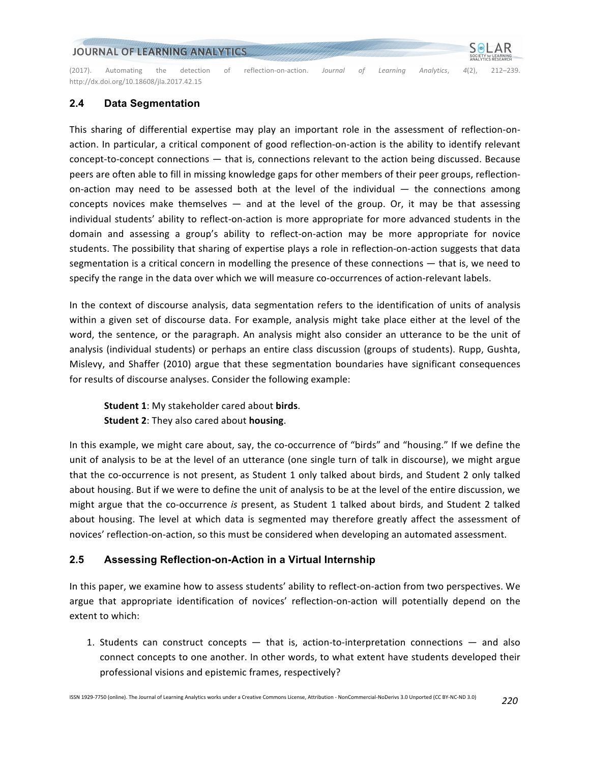## 2.4 Data Segmentation

This sharing of differential expertise may play an important role in the assessment of reflection-on-action. In particular, a critical component of good reflection-on-action is the ability to identify relevant concept-to-concept connections — that is, connections relevant to the action being discussed. Because peers are often able to fill in missing knowledge gaps for other members of their peer groups, reflection-on-action may need to be assessed both at the level of the individual — the connections among concepts novices make themselves — and at the level of the group. Or, it may be that assessing individual students' ability to reflect-on-action is more appropriate for more advanced students in the domain and assessing a group's ability to reflect-on-action may be more appropriate for novice students. The possibility that sharing of expertise plays a role in reflection-on-action suggests that data segmentation is a critical concern in modelling the presence of these connections — that is, we need to specify the range in the data over which we will measure co-occurrences of action-relevant labels.

In the context of discourse analysis, data segmentation refers to the identification of units of analysis within a given set of discourse data. For example, analysis might take place either at the level of the word, the sentence, or the paragraph. An analysis might also consider an utterance to be the unit of analysis (individual students) or perhaps an entire class discussion (groups of students). Rupp, Gushta, Mislevy, and Shaffer (2010) argue that these segmentation boundaries have significant consequences for results of discourse analyses. Consider the following example:

> **Student 1**: My stakeholder cared about **birds**.
> **Student 2**: They also cared about **housing**.

In this example, we might care about, say, the co-occurrence of "birds" and "housing." If we define the unit of analysis to be at the level of an utterance (one single turn of talk in discourse), we might argue that the co-occurrence is not present, as Student 1 only talked about birds, and Student 2 only talked about housing. But if we were to define the unit of analysis to be at the level of the entire discussion, we might argue that the co-occurrence *is* present, as Student 1 talked about birds, and Student 2 talked about housing. The level at which data is segmented may therefore greatly affect the assessment of novices' reflection-on-action, so this must be considered when developing an automated assessment.

## 2.5 Assessing Reflection-on-Action in a Virtual Internship

In this paper, we examine how to assess students' ability to reflect-on-action from two perspectives. We argue that appropriate identification of novices' reflection-on-action will potentially depend on the extent to which:

1. Students can construct concepts — that is, action-to-interpretation connections — and also connect concepts to one another. In other words, to what extent have students developed their professional visions and epistemic frames, respectively?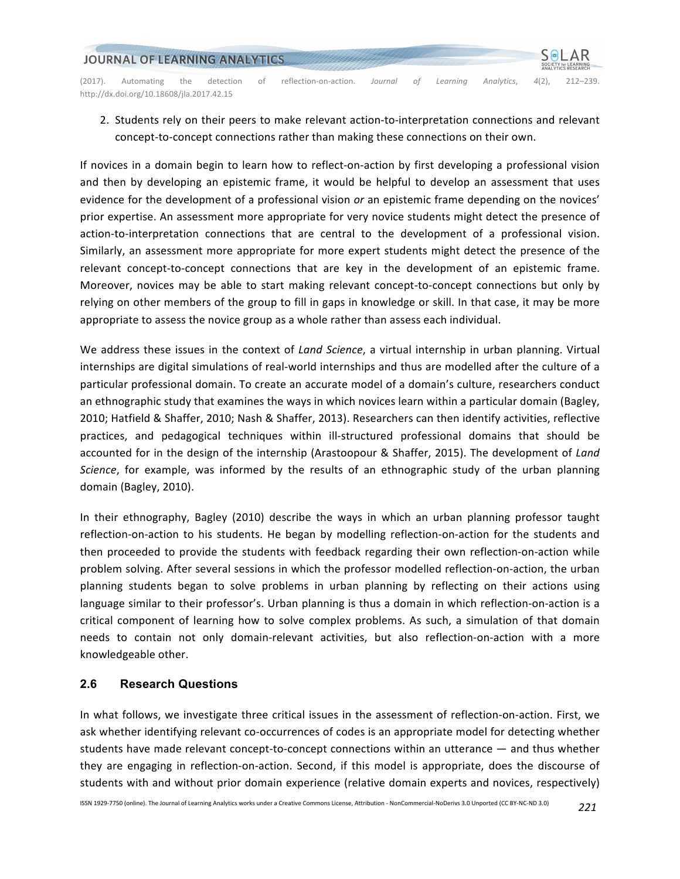2. Students rely on their peers to make relevant action-to-interpretation connections and relevant concept-to-concept connections rather than making these connections on their own.

If novices in a domain begin to learn how to reflect-on-action by first developing a professional vision and then by developing an epistemic frame, it would be helpful to develop an assessment that uses evidence for the development of a professional vision *or* an epistemic frame depending on the novices' prior expertise. An assessment more appropriate for very novice students might detect the presence of action-to-interpretation connections that are central to the development of a professional vision. Similarly, an assessment more appropriate for more expert students might detect the presence of the relevant concept-to-concept connections that are key in the development of an epistemic frame. Moreover, novices may be able to start making relevant concept-to-concept connections but only by relying on other members of the group to fill in gaps in knowledge or skill. In that case, it may be more appropriate to assess the novice group as a whole rather than assess each individual.

We address these issues in the context of *Land Science*, a virtual internship in urban planning. Virtual internships are digital simulations of real-world internships and thus are modelled after the culture of a particular professional domain. To create an accurate model of a domain's culture, researchers conduct an ethnographic study that examines the ways in which novices learn within a particular domain (Bagley, 2010; Hatfield & Shaffer, 2010; Nash & Shaffer, 2013). Researchers can then identify activities, reflective practices, and pedagogical techniques within ill-structured professional domains that should be accounted for in the design of the internship (Arastoopour & Shaffer, 2015). The development of *Land Science*, for example, was informed by the results of an ethnographic study of the urban planning domain (Bagley, 2010).

In their ethnography, Bagley (2010) describe the ways in which an urban planning professor taught reflection-on-action to his students. He began by modelling reflection-on-action for the students and then proceeded to provide the students with feedback regarding their own reflection-on-action while problem solving. After several sessions in which the professor modelled reflection-on-action, the urban planning students began to solve problems in urban planning by reflecting on their actions using language similar to their professor's. Urban planning is thus a domain in which reflection-on-action is a critical component of learning how to solve complex problems. As such, a simulation of that domain needs to contain not only domain-relevant activities, but also reflection-on-action with a more knowledgeable other.

### 2.6 Research Questions

In what follows, we investigate three critical issues in the assessment of reflection-on-action. First, we ask whether identifying relevant co-occurrences of codes is an appropriate model for detecting whether students have made relevant concept-to-concept connections within an utterance — and thus whether they are engaging in reflection-on-action. Second, if this model is appropriate, does the discourse of students with and without prior domain experience (relative domain experts and novices, respectively)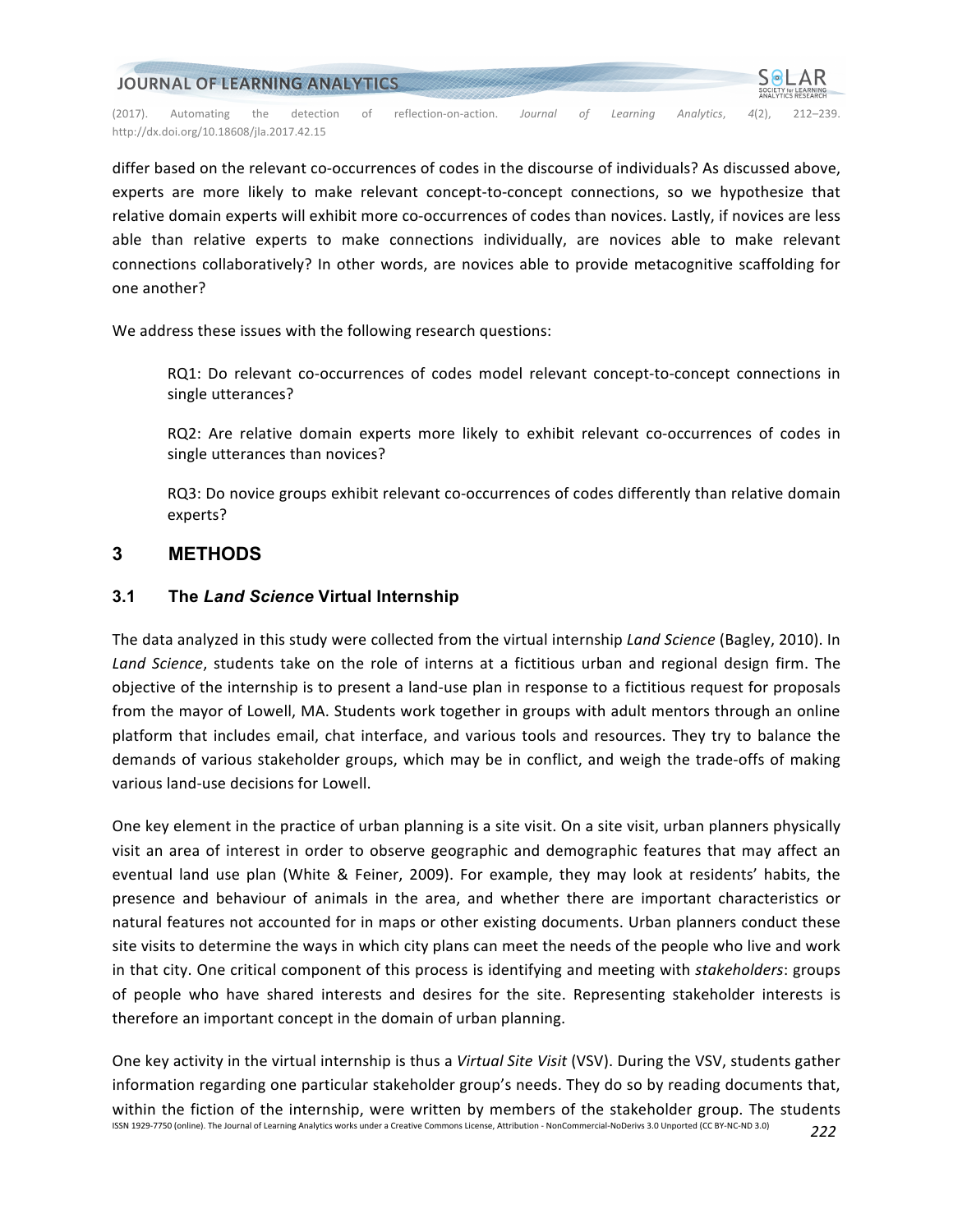differ based on the relevant co-occurrences of codes in the discourse of individuals? As discussed above, experts are more likely to make relevant concept-to-concept connections, so we hypothesize that relative domain experts will exhibit more co-occurrences of codes than novices. Lastly, if novices are less able than relative experts to make connections individually, are novices able to make relevant connections collaboratively? In other words, are novices able to provide metacognitive scaffolding for one another?

We address these issues with the following research questions:

> RQ1: Do relevant co-occurrences of codes model relevant concept-to-concept connections in single utterances?
>
> RQ2: Are relative domain experts more likely to exhibit relevant co-occurrences of codes in single utterances than novices?
>
> RQ3: Do novice groups exhibit relevant co-occurrences of codes differently than relative domain experts?

## 3 METHODS

### 3.1 The *Land Science* Virtual Internship

The data analyzed in this study were collected from the virtual internship *Land Science* (Bagley, 2010). In *Land Science*, students take on the role of interns at a fictitious urban and regional design firm. The objective of the internship is to present a land-use plan in response to a fictitious request for proposals from the mayor of Lowell, MA. Students work together in groups with adult mentors through an online platform that includes email, chat interface, and various tools and resources. They try to balance the demands of various stakeholder groups, which may be in conflict, and weigh the trade-offs of making various land-use decisions for Lowell.

One key element in the practice of urban planning is a site visit. On a site visit, urban planners physically visit an area of interest in order to observe geographic and demographic features that may affect an eventual land use plan (White & Feiner, 2009). For example, they may look at residents' habits, the presence and behaviour of animals in the area, and whether there are important characteristics or natural features not accounted for in maps or other existing documents. Urban planners conduct these site visits to determine the ways in which city plans can meet the needs of the people who live and work in that city. One critical component of this process is identifying and meeting with *stakeholders*: groups of people who have shared interests and desires for the site. Representing stakeholder interests is therefore an important concept in the domain of urban planning.

One key activity in the virtual internship is thus a *Virtual Site Visit* (VSV). During the VSV, students gather information regarding one particular stakeholder group's needs. They do so by reading documents that, within the fiction of the internship, were written by members of the stakeholder group. The students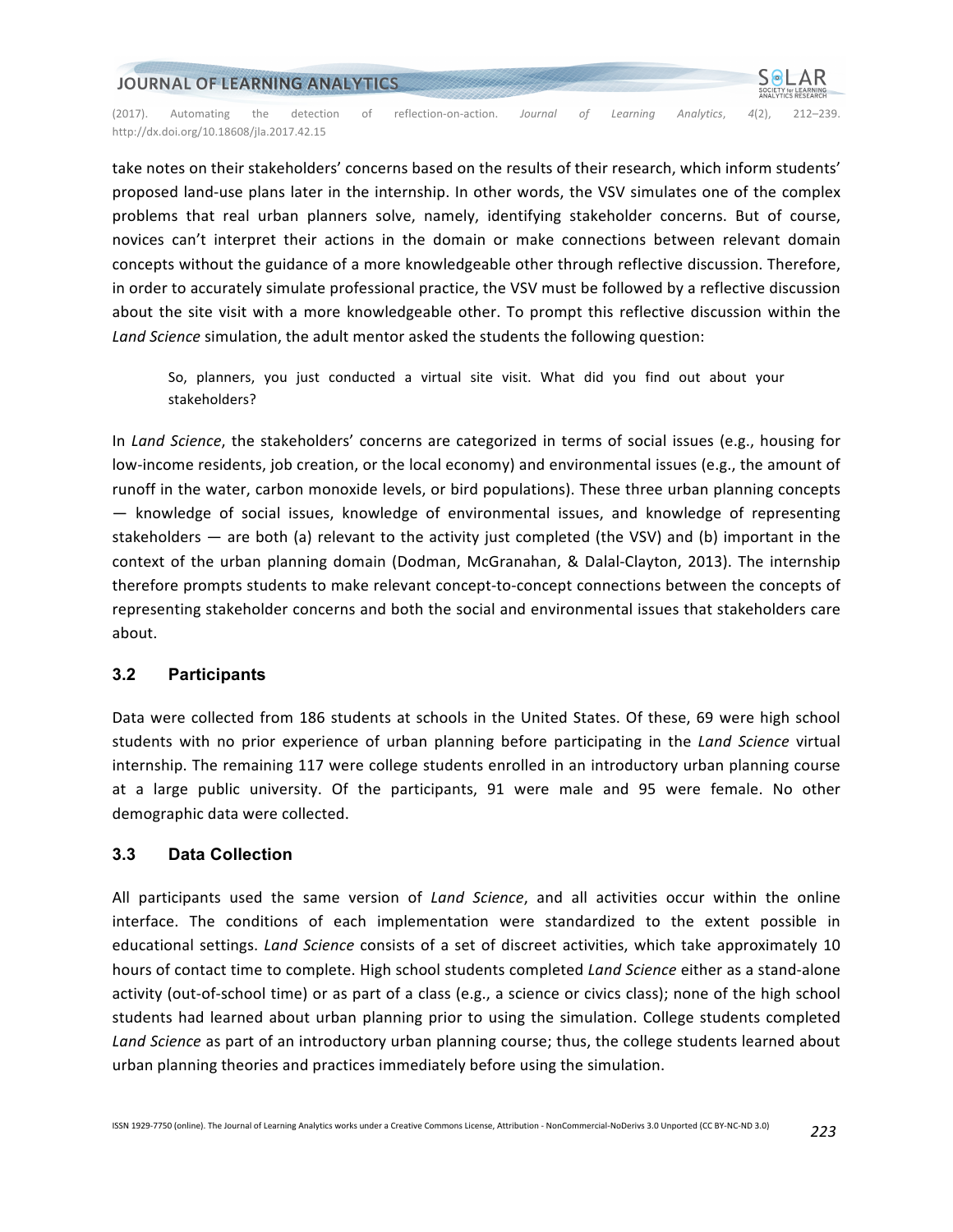take notes on their stakeholders' concerns based on the results of their research, which inform students' proposed land-use plans later in the internship. In other words, the VSV simulates one of the complex problems that real urban planners solve, namely, identifying stakeholder concerns. But of course, novices can't interpret their actions in the domain or make connections between relevant domain concepts without the guidance of a more knowledgeable other through reflective discussion. Therefore, in order to accurately simulate professional practice, the VSV must be followed by a reflective discussion about the site visit with a more knowledgeable other. To prompt this reflective discussion within the *Land Science* simulation, the adult mentor asked the students the following question:

> So, planners, you just conducted a virtual site visit. What did you find out about your stakeholders?

In *Land Science*, the stakeholders' concerns are categorized in terms of social issues (e.g., housing for low-income residents, job creation, or the local economy) and environmental issues (e.g., the amount of runoff in the water, carbon monoxide levels, or bird populations). These three urban planning concepts — knowledge of social issues, knowledge of environmental issues, and knowledge of representing stakeholders — are both (a) relevant to the activity just completed (the VSV) and (b) important in the context of the urban planning domain (Dodman, McGranahan, & Dalal-Clayton, 2013). The internship therefore prompts students to make relevant concept-to-concept connections between the concepts of representing stakeholder concerns and both the social and environmental issues that stakeholders care about.

### 3.2 Participants

Data were collected from 186 students at schools in the United States. Of these, 69 were high school students with no prior experience of urban planning before participating in the *Land Science* virtual internship. The remaining 117 were college students enrolled in an introductory urban planning course at a large public university. Of the participants, 91 were male and 95 were female. No other demographic data were collected.

### 3.3 Data Collection

All participants used the same version of *Land Science*, and all activities occur within the online interface. The conditions of each implementation were standardized to the extent possible in educational settings. *Land Science* consists of a set of discreet activities, which take approximately 10 hours of contact time to complete. High school students completed *Land Science* either as a stand-alone activity (out-of-school time) or as part of a class (e.g., a science or civics class); none of the high school students had learned about urban planning prior to using the simulation. College students completed *Land Science* as part of an introductory urban planning course; thus, the college students learned about urban planning theories and practices immediately before using the simulation.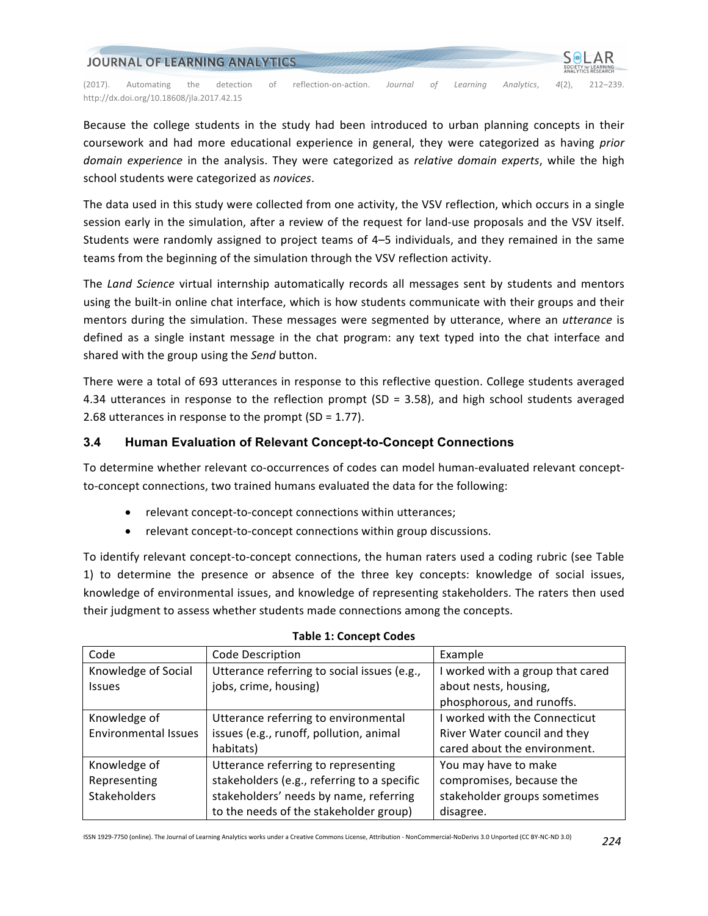Because the college students in the study had been introduced to urban planning concepts in their coursework and had more educational experience in general, they were categorized as having *prior domain experience* in the analysis. They were categorized as *relative domain experts*, while the high school students were categorized as *novices*.

The data used in this study were collected from one activity, the VSV reflection, which occurs in a single session early in the simulation, after a review of the request for land-use proposals and the VSV itself. Students were randomly assigned to project teams of 4–5 individuals, and they remained in the same teams from the beginning of the simulation through the VSV reflection activity.

The *Land Science* virtual internship automatically records all messages sent by students and mentors using the built-in online chat interface, which is how students communicate with their groups and their mentors during the simulation. These messages were segmented by utterance, where an *utterance* is defined as a single instant message in the chat program: any text typed into the chat interface and shared with the group using the *Send* button.

There were a total of 693 utterances in response to this reflective question. College students averaged 4.34 utterances in response to the reflection prompt (SD = 3.58), and high school students averaged 2.68 utterances in response to the prompt (SD = 1.77).

### 3.4 Human Evaluation of Relevant Concept-to-Concept Connections

To determine whether relevant co-occurrences of codes can model human-evaluated relevant concept-to-concept connections, two trained humans evaluated the data for the following:

- relevant concept-to-concept connections within utterances;
- relevant concept-to-concept connections within group discussions.

To identify relevant concept-to-concept connections, the human raters used a coding rubric (see Table 1) to determine the presence or absence of the three key concepts: knowledge of social issues, knowledge of environmental issues, and knowledge of representing stakeholders. The raters then used their judgment to assess whether students made connections among the concepts.

**Table 1: Concept Codes**

| Code | Code Description | Example |
|---|---|---|
| Knowledge of Social Issues | Utterance referring to social issues (e.g., jobs, crime, housing) | I worked with a group that cared about nests, housing, phosphorous, and runoffs. |
| Knowledge of Environmental Issues | Utterance referring to environmental issues (e.g., runoff, pollution, animal habitats) | I worked with the Connecticut River Water council and they cared about the environment. |
| Knowledge of Representing Stakeholders | Utterance referring to representing stakeholders (e.g., referring to a specific stakeholders' needs by name, referring to the needs of the stakeholder group) | You may have to make compromises, because the stakeholder groups sometimes disagree. |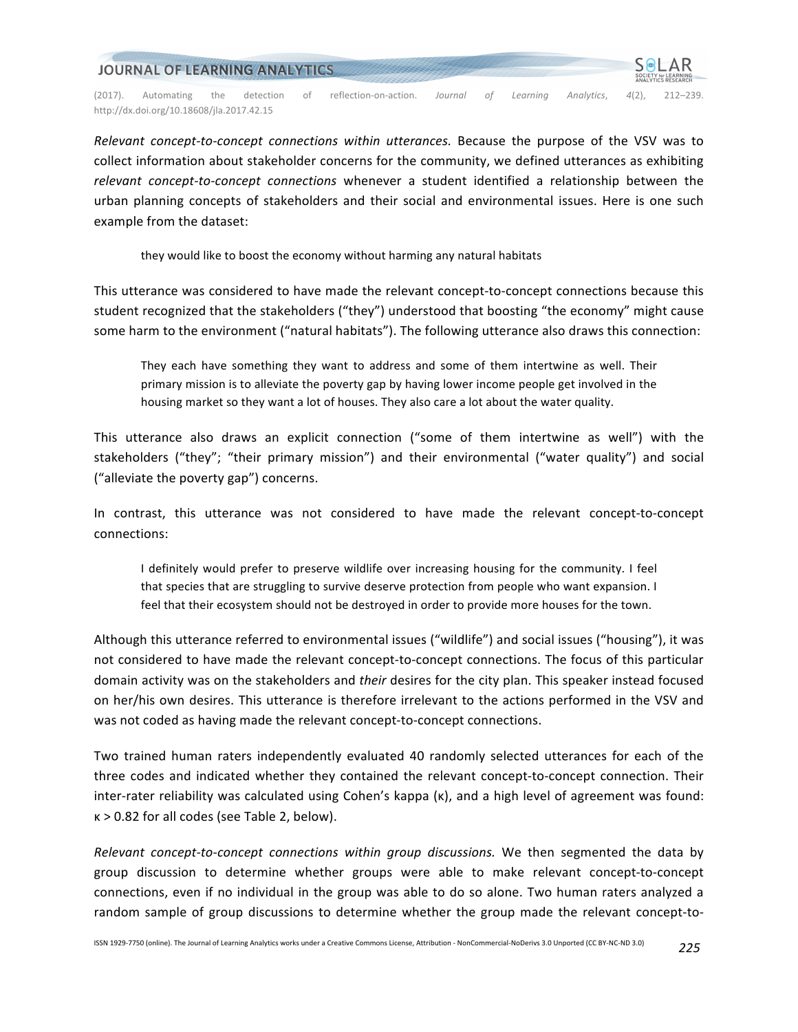*Relevant concept-to-concept connections within utterances.* Because the purpose of the VSV was to collect information about stakeholder concerns for the community, we defined utterances as exhibiting *relevant concept-to-concept connections* whenever a student identified a relationship between the urban planning concepts of stakeholders and their social and environmental issues. Here is one such example from the dataset:

> they would like to boost the economy without harming any natural habitats

This utterance was considered to have made the relevant concept-to-concept connections because this student recognized that the stakeholders ("they") understood that boosting "the economy" might cause some harm to the environment ("natural habitats"). The following utterance also draws this connection:

> They each have something they want to address and some of them intertwine as well. Their primary mission is to alleviate the poverty gap by having lower income people get involved in the housing market so they want a lot of houses. They also care a lot about the water quality.

This utterance also draws an explicit connection ("some of them intertwine as well") with the stakeholders ("they"; "their primary mission") and their environmental ("water quality") and social ("alleviate the poverty gap") concerns.

In contrast, this utterance was not considered to have made the relevant concept-to-concept connections:

> I definitely would prefer to preserve wildlife over increasing housing for the community. I feel that species that are struggling to survive deserve protection from people who want expansion. I feel that their ecosystem should not be destroyed in order to provide more houses for the town.

Although this utterance referred to environmental issues ("wildlife") and social issues ("housing"), it was not considered to have made the relevant concept-to-concept connections. The focus of this particular domain activity was on the stakeholders and *their* desires for the city plan. This speaker instead focused on her/his own desires. This utterance is therefore irrelevant to the actions performed in the VSV and was not coded as having made the relevant concept-to-concept connections.

Two trained human raters independently evaluated 40 randomly selected utterances for each of the three codes and indicated whether they contained the relevant concept-to-concept connection. Their inter-rater reliability was calculated using Cohen's kappa ($\kappa$), and a high level of agreement was found: $\kappa > 0.82$ for all codes (see Table 2, below).

*Relevant concept-to-concept connections within group discussions.* We then segmented the data by group discussion to determine whether groups were able to make relevant concept-to-concept connections, even if no individual in the group was able to do so alone. Two human raters analyzed a random sample of group discussions to determine whether the group made the relevant concept-to-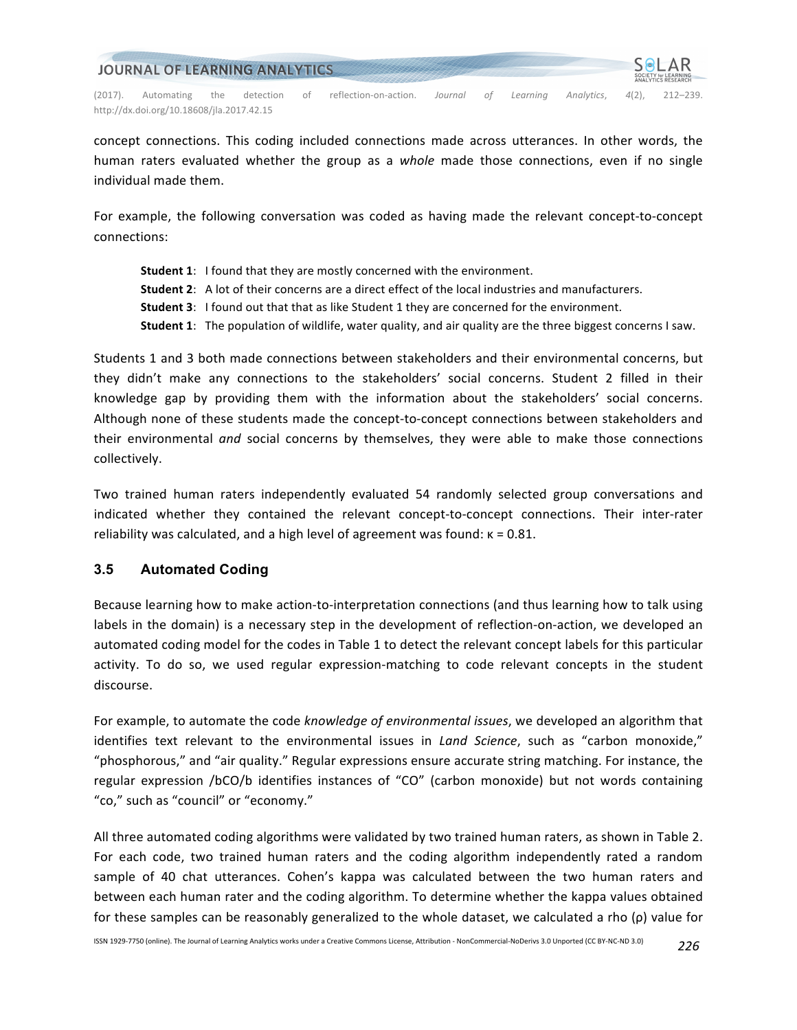concept connections. This coding included connections made across utterances. In other words, the human raters evaluated whether the group as a *whole* made those connections, even if no single individual made them.

For example, the following conversation was coded as having made the relevant concept-to-concept connections:

> **Student 1**: I found that they are mostly concerned with the environment.
> **Student 2**: A lot of their concerns are a direct effect of the local industries and manufacturers.
> **Student 3**: I found out that that as like Student 1 they are concerned for the environment.
> **Student 1**: The population of wildlife, water quality, and air quality are the three biggest concerns I saw.

Students 1 and 3 both made connections between stakeholders and their environmental concerns, but they didn't make any connections to the stakeholders' social concerns. Student 2 filled in their knowledge gap by providing them with the information about the stakeholders' social concerns. Although none of these students made the concept-to-concept connections between stakeholders and their environmental *and* social concerns by themselves, they were able to make those connections collectively.

Two trained human raters independently evaluated 54 randomly selected group conversations and indicated whether they contained the relevant concept-to-concept connections. Their inter-rater reliability was calculated, and a high level of agreement was found: $\kappa = 0.81$.

### 3.5 Automated Coding

Because learning how to make action-to-interpretation connections (and thus learning how to talk using labels in the domain) is a necessary step in the development of reflection-on-action, we developed an automated coding model for the codes in Table 1 to detect the relevant concept labels for this particular activity. To do so, we used regular expression-matching to code relevant concepts in the student discourse.

For example, to automate the code *knowledge of environmental issues*, we developed an algorithm that identifies text relevant to the environmental issues in *Land Science*, such as "carbon monoxide," "phosphorous," and "air quality." Regular expressions ensure accurate string matching. For instance, the regular expression /bCO/b identifies instances of "CO" (carbon monoxide) but not words containing "co," such as "council" or "economy."

All three automated coding algorithms were validated by two trained human raters, as shown in Table 2. For each code, two trained human raters and the coding algorithm independently rated a random sample of 40 chat utterances. Cohen's kappa was calculated between the two human raters and between each human rater and the coding algorithm. To determine whether the kappa values obtained for these samples can be reasonably generalized to the whole dataset, we calculated a rho ($\rho$) value for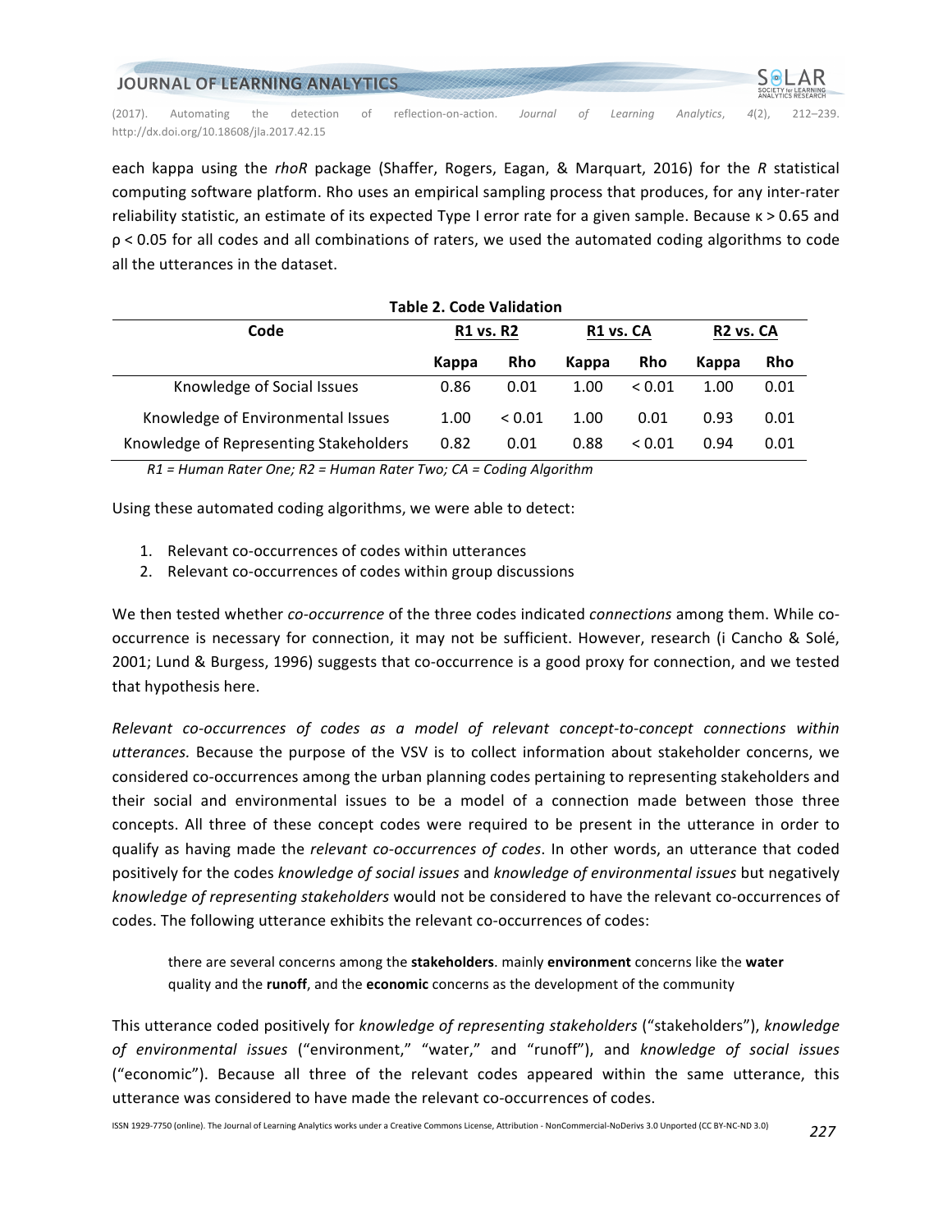each kappa using the *rhoR* package (Shaffer, Rogers, Eagan, & Marquart, 2016) for the *R* statistical computing software platform. Rho uses an empirical sampling process that produces, for any inter-rater reliability statistic, an estimate of its expected Type I error rate for a given sample. Because $\kappa > 0.65$ and $\rho < 0.05$ for all codes and all combinations of raters, we used the automated coding algorithms to code all the utterances in the dataset.

**Table 2. Code Validation**

| Code | R1 vs. R2 | | R1 vs. CA | | R2 vs. CA | |
|---|---|---|---|---|---|---|
| | **Kappa** | **Rho** | **Kappa** | **Rho** | **Kappa** | **Rho** |
| Knowledge of Social Issues | 0.86 | 0.01 | 1.00 | < 0.01 | 1.00 | 0.01 |
| Knowledge of Environmental Issues | 1.00 | < 0.01 | 1.00 | 0.01 | 0.93 | 0.01 |
| Knowledge of Representing Stakeholders | 0.82 | 0.01 | 0.88 | < 0.01 | 0.94 | 0.01 |

*R1 = Human Rater One; R2 = Human Rater Two; CA = Coding Algorithm*

Using these automated coding algorithms, we were able to detect:

1. Relevant co-occurrences of codes within utterances
2. Relevant co-occurrences of codes within group discussions

We then tested whether *co-occurrence* of the three codes indicated *connections* among them. While co-occurrence is necessary for connection, it may not be sufficient. However, research (i Cancho & Solé, 2001; Lund & Burgess, 1996) suggests that co-occurrence is a good proxy for connection, and we tested that hypothesis here.

*Relevant co-occurrences of codes as a model of relevant concept-to-concept connections within utterances.* Because the purpose of the VSV is to collect information about stakeholder concerns, we considered co-occurrences among the urban planning codes pertaining to representing stakeholders and their social and environmental issues to be a model of a connection made between those three concepts. All three of these concept codes were required to be present in the utterance in order to qualify as having made the *relevant co-occurrences of codes*. In other words, an utterance that coded positively for the codes *knowledge of social issues* and *knowledge of environmental issues* but negatively *knowledge of representing stakeholders* would not be considered to have the relevant co-occurrences of codes. The following utterance exhibits the relevant co-occurrences of codes:

> there are several concerns among the **stakeholders**. mainly **environment** concerns like the **water** quality and the **runoff**, and the **economic** concerns as the development of the community

This utterance coded positively for *knowledge of representing stakeholders* ("stakeholders"), *knowledge of environmental issues* ("environment," "water," and "runoff"), and *knowledge of social issues* ("economic"). Because all three of the relevant codes appeared within the same utterance, this utterance was considered to have made the relevant co-occurrences of codes.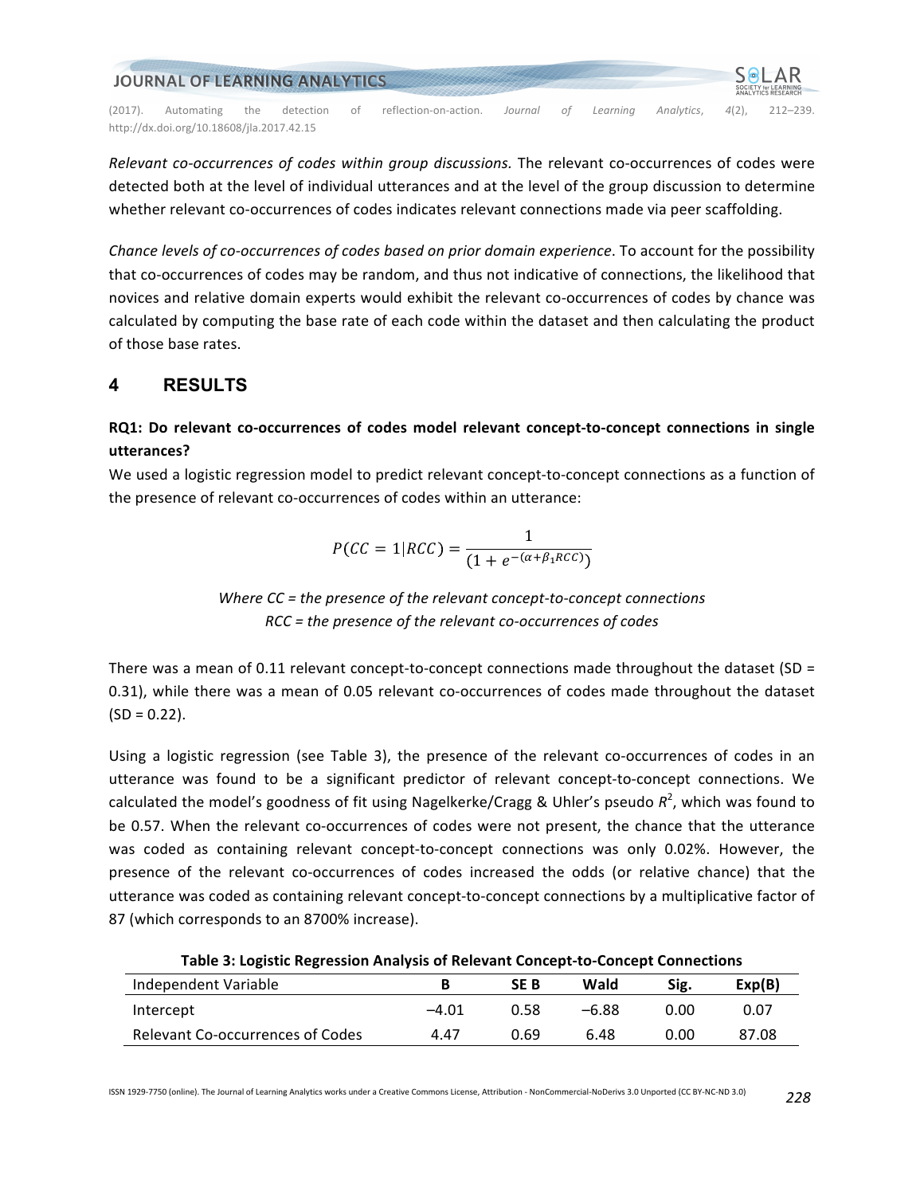*Relevant co-occurrences of codes within group discussions.* The relevant co-occurrences of codes were detected both at the level of individual utterances and at the level of the group discussion to determine whether relevant co-occurrences of codes indicates relevant connections made via peer scaffolding.

*Chance levels of co-occurrences of codes based on prior domain experience*. To account for the possibility that co-occurrences of codes may be random, and thus not indicative of connections, the likelihood that novices and relative domain experts would exhibit the relevant co-occurrences of codes by chance was calculated by computing the base rate of each code within the dataset and then calculating the product of those base rates.

## 4 RESULTS

**RQ1: Do relevant co-occurrences of codes model relevant concept-to-concept connections in single utterances?**

We used a logistic regression model to predict relevant concept-to-concept connections as a function of the presence of relevant co-occurrences of codes within an utterance:

$$P(CC = 1|RCC) = \frac{1}{(1 + e^{-(\alpha+\beta_1 RCC)})}$$

*Where CC = the presence of the relevant concept-to-concept connections*
*RCC = the presence of the relevant co-occurrences of codes*

There was a mean of 0.11 relevant concept-to-concept connections made throughout the dataset (SD = 0.31), while there was a mean of 0.05 relevant co-occurrences of codes made throughout the dataset (SD = 0.22).

Using a logistic regression (see Table 3), the presence of the relevant co-occurrences of codes in an utterance was found to be a significant predictor of relevant concept-to-concept connections. We calculated the model's goodness of fit using Nagelkerke/Cragg & Uhler's pseudo $R^2$, which was found to be 0.57. When the relevant co-occurrences of codes were not present, the chance that the utterance was coded as containing relevant concept-to-concept connections was only 0.02%. However, the presence of the relevant co-occurrences of codes increased the odds (or relative chance) that the utterance was coded as containing relevant concept-to-concept connections by a multiplicative factor of 87 (which corresponds to an 8700% increase).

**Table 3: Logistic Regression Analysis of Relevant Concept-to-Concept Connections**

| Independent Variable | B | SE B | Wald | Sig. | Exp(B) |
|---|---|---|---|---|---|
| Intercept | –4.01 | 0.58 | –6.88 | 0.00 | 0.07 |
| Relevant Co-occurrences of Codes | 4.47 | 0.69 | 6.48 | 0.00 | 87.08 |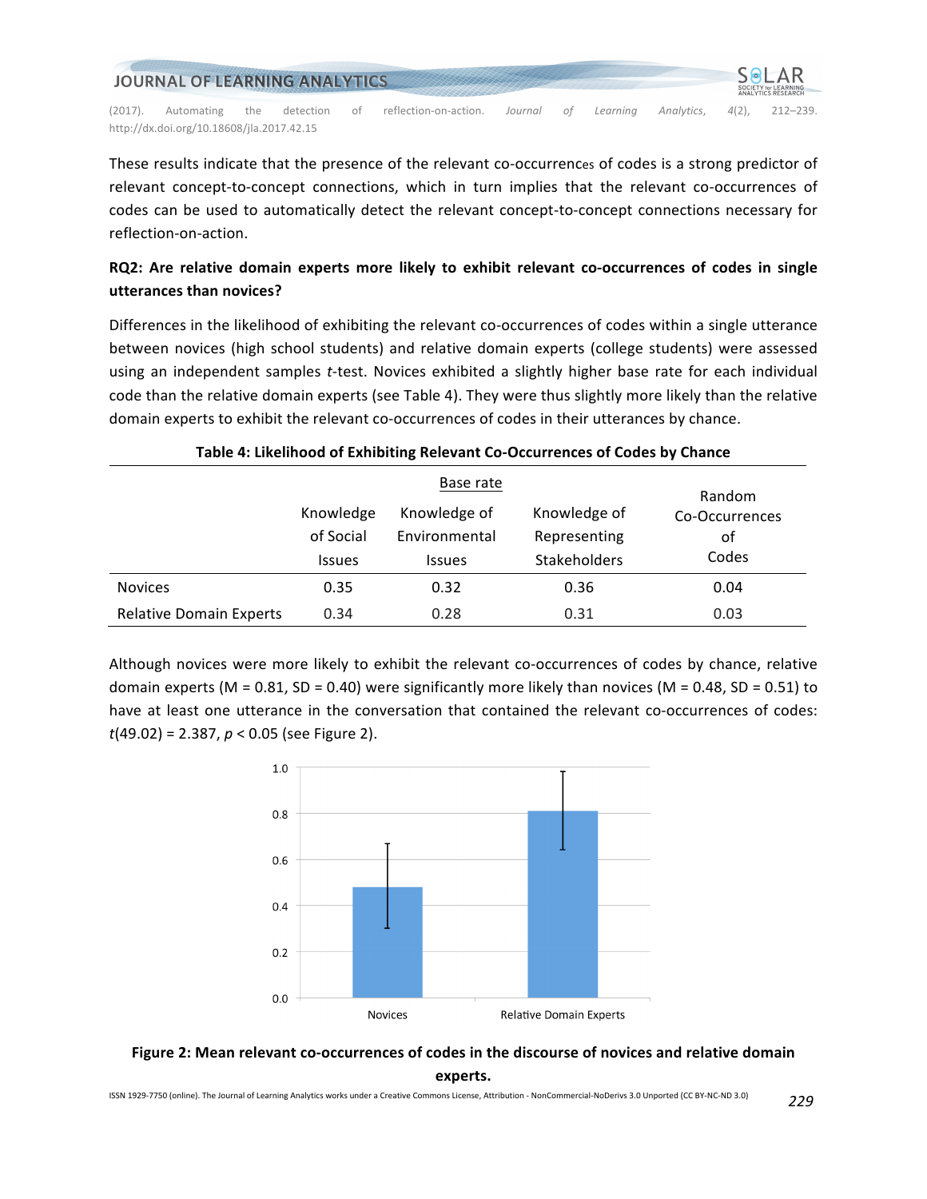These results indicate that the presence of the relevant co-occurrences of codes is a strong predictor of relevant concept-to-concept connections, which in turn implies that the relevant co-occurrences of codes can be used to automatically detect the relevant concept-to-concept connections necessary for reflection-on-action.

**RQ2: Are relative domain experts more likely to exhibit relevant co-occurrences of codes in single utterances than novices?**

Differences in the likelihood of exhibiting the relevant co-occurrences of codes within a single utterance between novices (high school students) and relative domain experts (college students) were assessed using an independent samples *t*-test. Novices exhibited a slightly higher base rate for each individual code than the relative domain experts (see Table 4). They were thus slightly more likely than the relative domain experts to exhibit the relevant co-occurrences of codes in their utterances by chance.

**Table 4: Likelihood of Exhibiting Relevant Co-Occurrences of Codes by Chance**

| | Base rate | | | Random Co-Occurrences of Codes |
|---|---|---|---|---|
| | Knowledge of Social Issues | Knowledge of Environmental Issues | Knowledge of Representing Stakeholders | |
| Novices | 0.35 | 0.32 | 0.36 | 0.04 |
| Relative Domain Experts | 0.34 | 0.28 | 0.31 | 0.03 |

Although novices were more likely to exhibit the relevant co-occurrences of codes by chance, relative domain experts (M = 0.81, SD = 0.40) were significantly more likely than novices (M = 0.48, SD = 0.51) to have at least one utterance in the conversation that contained the relevant co-occurrences of codes: $t(49.02) = 2.387$, $p < 0.05$ (see Figure 2).

**Figure 2: Mean relevant co-occurrences of codes in the discourse of novices and relative domain experts.**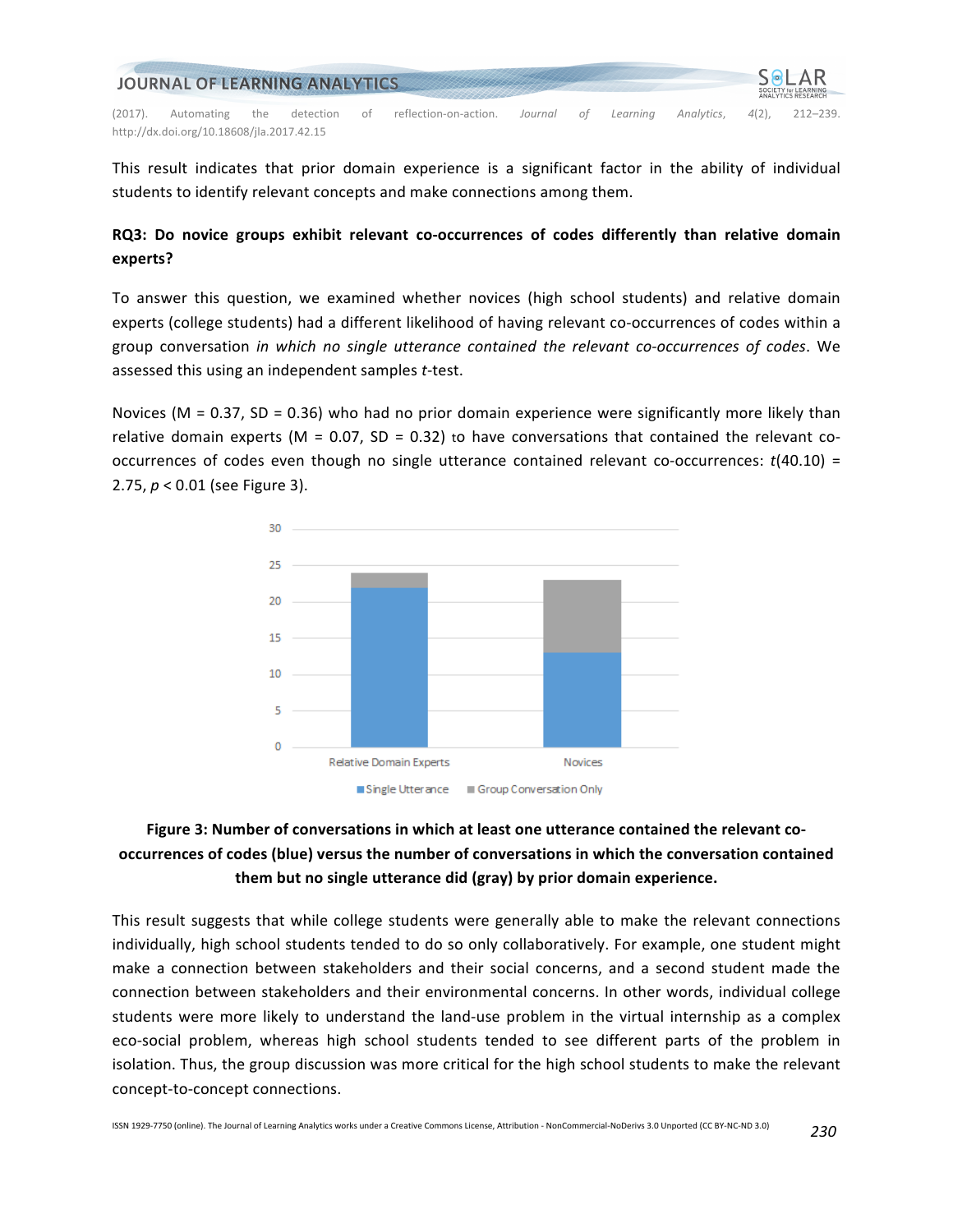This result indicates that prior domain experience is a significant factor in the ability of individual students to identify relevant concepts and make connections among them.

**RQ3: Do novice groups exhibit relevant co-occurrences of codes differently than relative domain experts?**

To answer this question, we examined whether novices (high school students) and relative domain experts (college students) had a different likelihood of having relevant co-occurrences of codes within a group conversation *in which no single utterance contained the relevant co-occurrences of codes*. We assessed this using an independent samples *t*-test.

Novices (M = 0.37, SD = 0.36) who had no prior domain experience were significantly more likely than relative domain experts (M = 0.07, SD = 0.32) to have conversations that contained the relevant co-occurrences of codes even though no single utterance contained relevant co-occurrences: $t(40.10) = 2.75$, $p < 0.01$ (see Figure 3).

**Figure 3: Number of conversations in which at least one utterance contained the relevant co-occurrences of codes (blue) versus the number of conversations in which the conversation contained them but no single utterance did (gray) by prior domain experience.**

This result suggests that while college students were generally able to make the relevant connections individually, high school students tended to do so only collaboratively. For example, one student might make a connection between stakeholders and their social concerns, and a second student made the connection between stakeholders and their environmental concerns. In other words, individual college students were more likely to understand the land-use problem in the virtual internship as a complex eco-social problem, whereas high school students tended to see different parts of the problem in isolation. Thus, the group discussion was more critical for the high school students to make the relevant concept-to-concept connections.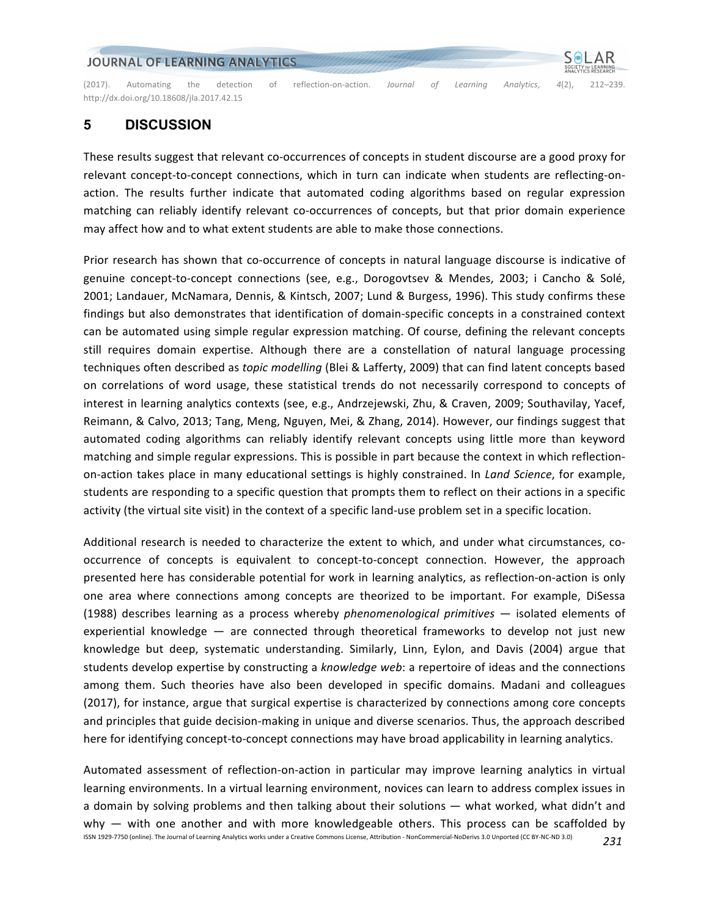# 5 DISCUSSION

These results suggest that relevant co-occurrences of concepts in student discourse are a good proxy for relevant concept-to-concept connections, which in turn can indicate when students are reflecting-on-action. The results further indicate that automated coding algorithms based on regular expression matching can reliably identify relevant co-occurrences of concepts, but that prior domain experience may affect how and to what extent students are able to make those connections.

Prior research has shown that co-occurrence of concepts in natural language discourse is indicative of genuine concept-to-concept connections (see, e.g., Dorogovtsev & Mendes, 2003; i Cancho & Solé, 2001; Landauer, McNamara, Dennis, & Kintsch, 2007; Lund & Burgess, 1996). This study confirms these findings but also demonstrates that identification of domain-specific concepts in a constrained context can be automated using simple regular expression matching. Of course, defining the relevant concepts still requires domain expertise. Although there are a constellation of natural language processing techniques often described as *topic modelling* (Blei & Lafferty, 2009) that can find latent concepts based on correlations of word usage, these statistical trends do not necessarily correspond to concepts of interest in learning analytics contexts (see, e.g., Andrzejewski, Zhu, & Craven, 2009; Southavilay, Yacef, Reimann, & Calvo, 2013; Tang, Meng, Nguyen, Mei, & Zhang, 2014). However, our findings suggest that automated coding algorithms can reliably identify relevant concepts using little more than keyword matching and simple regular expressions. This is possible in part because the context in which reflection-on-action takes place in many educational settings is highly constrained. In *Land Science*, for example, students are responding to a specific question that prompts them to reflect on their actions in a specific activity (the virtual site visit) in the context of a specific land-use problem set in a specific location.

Additional research is needed to characterize the extent to which, and under what circumstances, co-occurrence of concepts is equivalent to concept-to-concept connection. However, the approach presented here has considerable potential for work in learning analytics, as reflection-on-action is only one area where connections among concepts are theorized to be important. For example, DiSessa (1988) describes learning as a process whereby *phenomenological primitives* — isolated elements of experiential knowledge — are connected through theoretical frameworks to develop not just new knowledge but deep, systematic understanding. Similarly, Linn, Eylon, and Davis (2004) argue that students develop expertise by constructing a *knowledge web*: a repertoire of ideas and the connections among them. Such theories have also been developed in specific domains. Madani and colleagues (2017), for instance, argue that surgical expertise is characterized by connections among core concepts and principles that guide decision-making in unique and diverse scenarios. Thus, the approach described here for identifying concept-to-concept connections may have broad applicability in learning analytics.

Automated assessment of reflection-on-action in particular may improve learning analytics in virtual learning environments. In a virtual learning environment, novices can learn to address complex issues in a domain by solving problems and then talking about their solutions — what worked, what didn't and why — with one another and with more knowledgeable others. This process can be scaffolded by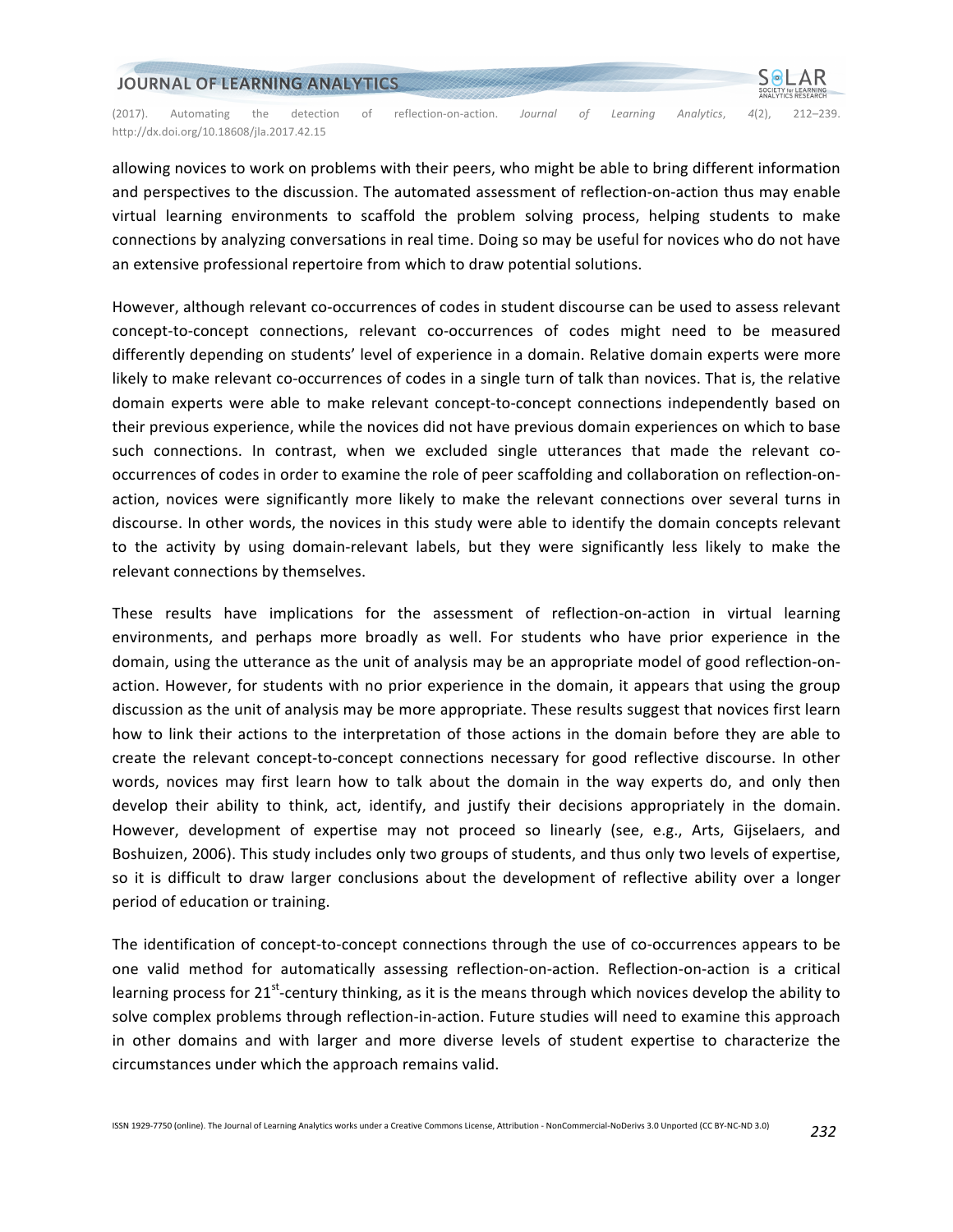allowing novices to work on problems with their peers, who might be able to bring different information and perspectives to the discussion. The automated assessment of reflection-on-action thus may enable virtual learning environments to scaffold the problem solving process, helping students to make connections by analyzing conversations in real time. Doing so may be useful for novices who do not have an extensive professional repertoire from which to draw potential solutions.

However, although relevant co-occurrences of codes in student discourse can be used to assess relevant concept-to-concept connections, relevant co-occurrences of codes might need to be measured differently depending on students' level of experience in a domain. Relative domain experts were more likely to make relevant co-occurrences of codes in a single turn of talk than novices. That is, the relative domain experts were able to make relevant concept-to-concept connections independently based on their previous experience, while the novices did not have previous domain experiences on which to base such connections. In contrast, when we excluded single utterances that made the relevant co-occurrences of codes in order to examine the role of peer scaffolding and collaboration on reflection-on-action, novices were significantly more likely to make the relevant connections over several turns in discourse. In other words, the novices in this study were able to identify the domain concepts relevant to the activity by using domain-relevant labels, but they were significantly less likely to make the relevant connections by themselves.

These results have implications for the assessment of reflection-on-action in virtual learning environments, and perhaps more broadly as well. For students who have prior experience in the domain, using the utterance as the unit of analysis may be an appropriate model of good reflection-on-action. However, for students with no prior experience in the domain, it appears that using the group discussion as the unit of analysis may be more appropriate. These results suggest that novices first learn how to link their actions to the interpretation of those actions in the domain before they are able to create the relevant concept-to-concept connections necessary for good reflective discourse. In other words, novices may first learn how to talk about the domain in the way experts do, and only then develop their ability to think, act, identify, and justify their decisions appropriately in the domain. However, development of expertise may not proceed so linearly (see, e.g., Arts, Gijselaers, and Boshuizen, 2006). This study includes only two groups of students, and thus only two levels of expertise, so it is difficult to draw larger conclusions about the development of reflective ability over a longer period of education or training.

The identification of concept-to-concept connections through the use of co-occurrences appears to be one valid method for automatically assessing reflection-on-action. Reflection-on-action is a critical learning process for 21st-century thinking, as it is the means through which novices develop the ability to solve complex problems through reflection-in-action. Future studies will need to examine this approach in other domains and with larger and more diverse levels of student expertise to characterize the circumstances under which the approach remains valid.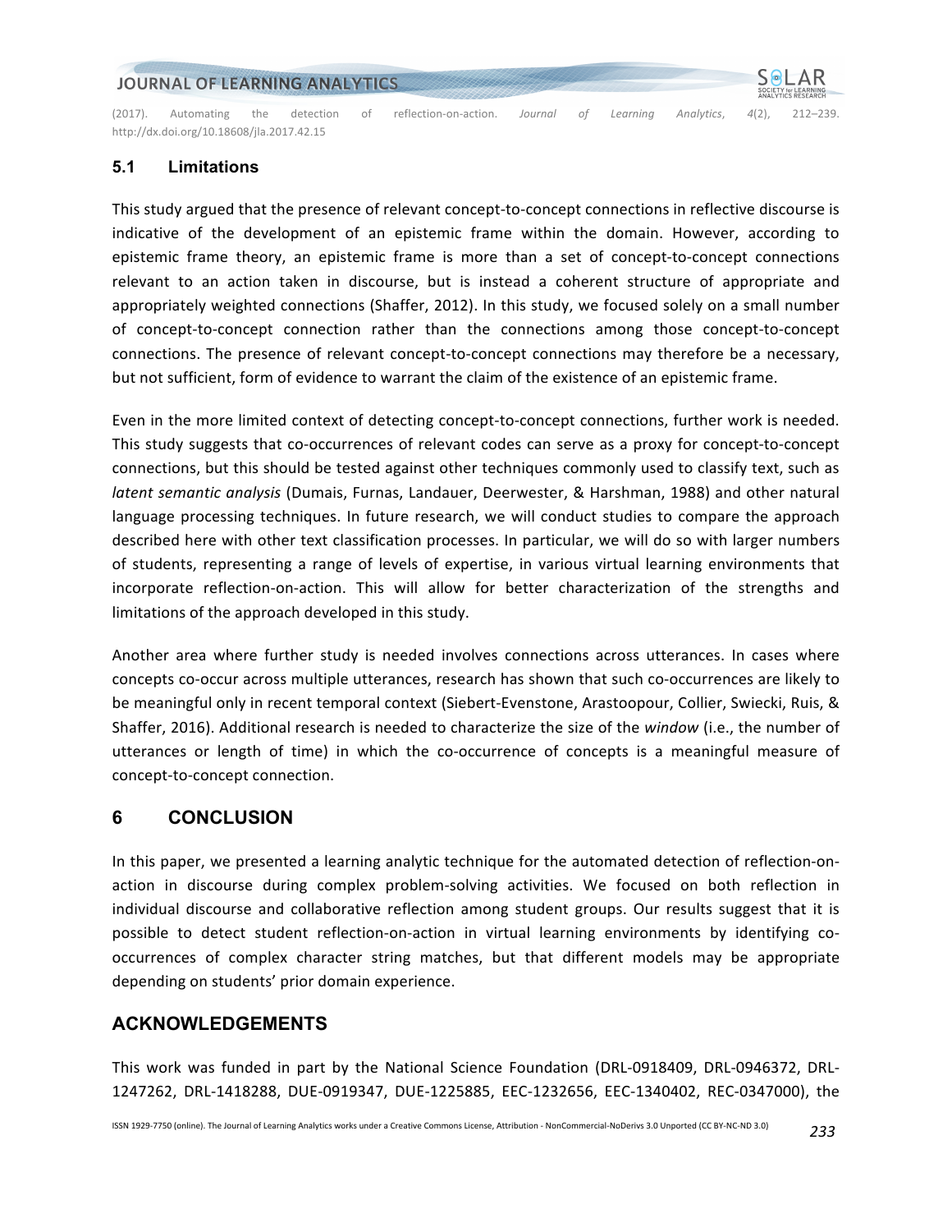### 5.1 Limitations

This study argued that the presence of relevant concept-to-concept connections in reflective discourse is indicative of the development of an epistemic frame within the domain. However, according to epistemic frame theory, an epistemic frame is more than a set of concept-to-concept connections relevant to an action taken in discourse, but is instead a coherent structure of appropriate and appropriately weighted connections (Shaffer, 2012). In this study, we focused solely on a small number of concept-to-concept connection rather than the connections among those concept-to-concept connections. The presence of relevant concept-to-concept connections may therefore be a necessary, but not sufficient, form of evidence to warrant the claim of the existence of an epistemic frame.

Even in the more limited context of detecting concept-to-concept connections, further work is needed. This study suggests that co-occurrences of relevant codes can serve as a proxy for concept-to-concept connections, but this should be tested against other techniques commonly used to classify text, such as *latent semantic analysis* (Dumais, Furnas, Landauer, Deerwester, & Harshman, 1988) and other natural language processing techniques. In future research, we will conduct studies to compare the approach described here with other text classification processes. In particular, we will do so with larger numbers of students, representing a range of levels of expertise, in various virtual learning environments that incorporate reflection-on-action. This will allow for better characterization of the strengths and limitations of the approach developed in this study.

Another area where further study is needed involves connections across utterances. In cases where concepts co-occur across multiple utterances, research has shown that such co-occurrences are likely to be meaningful only in recent temporal context (Siebert-Evenstone, Arastoopour, Collier, Swiecki, Ruis, & Shaffer, 2016). Additional research is needed to characterize the size of the *window* (i.e., the number of utterances or length of time) in which the co-occurrence of concepts is a meaningful measure of concept-to-concept connection.

## 6 CONCLUSION

In this paper, we presented a learning analytic technique for the automated detection of reflection-on-action in discourse during complex problem-solving activities. We focused on both reflection in individual discourse and collaborative reflection among student groups. Our results suggest that it is possible to detect student reflection-on-action in virtual learning environments by identifying co-occurrences of complex character string matches, but that different models may be appropriate depending on students' prior domain experience.

## ACKNOWLEDGEMENTS

This work was funded in part by the National Science Foundation (DRL-0918409, DRL-0946372, DRL-1247262, DRL-1418288, DUE-0919347, DUE-1225885, EEC-1232656, EEC-1340402, REC-0347000), the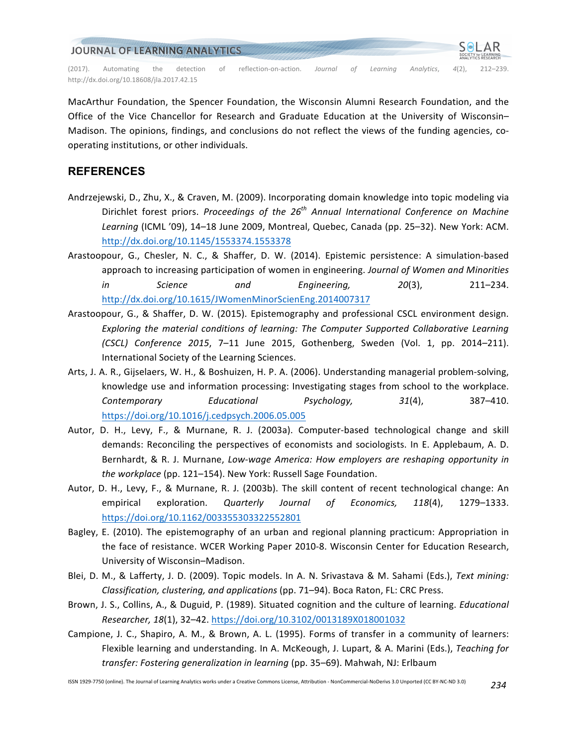MacArthur Foundation, the Spencer Foundation, the Wisconsin Alumni Research Foundation, and the Office of the Vice Chancellor for Research and Graduate Education at the University of Wisconsin–Madison. The opinions, findings, and conclusions do not reflect the views of the funding agencies, co-operating institutions, or other individuals.

## REFERENCES

Andrzejewski, D., Zhu, X., & Craven, M. (2009). Incorporating domain knowledge into topic modeling via Dirichlet forest priors. *Proceedings of the 26th Annual International Conference on Machine Learning* (ICML '09), 14–18 June 2009, Montreal, Quebec, Canada (pp. 25–32). New York: ACM. http://dx.doi.org/10.1145/1553374.1553378

Arastoopour, G., Chesler, N. C., & Shaffer, D. W. (2014). Epistemic persistence: A simulation-based approach to increasing participation of women in engineering. *Journal of Women and Minorities in Science and Engineering, 20*(3), 211–234. http://dx.doi.org/10.1615/JWomenMinorScienEng.2014007317

Arastoopour, G., & Shaffer, D. W. (2015). Epistemography and professional CSCL environment design. *Exploring the material conditions of learning: The Computer Supported Collaborative Learning (CSCL) Conference 2015*, 7–11 June 2015, Gothenberg, Sweden (Vol. 1, pp. 2014–211). International Society of the Learning Sciences.

Arts, J. A. R., Gijselaers, W. H., & Boshuizen, H. P. A. (2006). Understanding managerial problem-solving, knowledge use and information processing: Investigating stages from school to the workplace. *Contemporary Educational Psychology, 31*(4), 387–410. https://doi.org/10.1016/j.cedpsych.2006.05.005

Autor, D. H., Levy, F., & Murnane, R. J. (2003a). Computer-based technological change and skill demands: Reconciling the perspectives of economists and sociologists. In E. Applebaum, A. D. Bernhardt, & R. J. Murnane, *Low-wage America: How employers are reshaping opportunity in the workplace* (pp. 121–154). New York: Russell Sage Foundation.

Autor, D. H., Levy, F., & Murnane, R. J. (2003b). The skill content of recent technological change: An empirical exploration. *Quarterly Journal of Economics, 118*(4), 1279–1333. https://doi.org/10.1162/003355303322552801

Bagley, E. (2010). The epistemography of an urban and regional planning practicum: Appropriation in the face of resistance. WCER Working Paper 2010-8. Wisconsin Center for Education Research, University of Wisconsin–Madison.

Blei, D. M., & Lafferty, J. D. (2009). Topic models. In A. N. Srivastava & M. Sahami (Eds.), *Text mining: Classification, clustering, and applications* (pp. 71–94). Boca Raton, FL: CRC Press.

Brown, J. S., Collins, A., & Duguid, P. (1989). Situated cognition and the culture of learning. *Educational Researcher, 18*(1), 32–42. https://doi.org/10.3102/0013189X018001032

Campione, J. C., Shapiro, A. M., & Brown, A. L. (1995). Forms of transfer in a community of learners: Flexible learning and understanding. In A. McKeough, J. Lupart, & A. Marini (Eds.), *Teaching for transfer: Fostering generalization in learning* (pp. 35–69). Mahwah, NJ: Erlbaum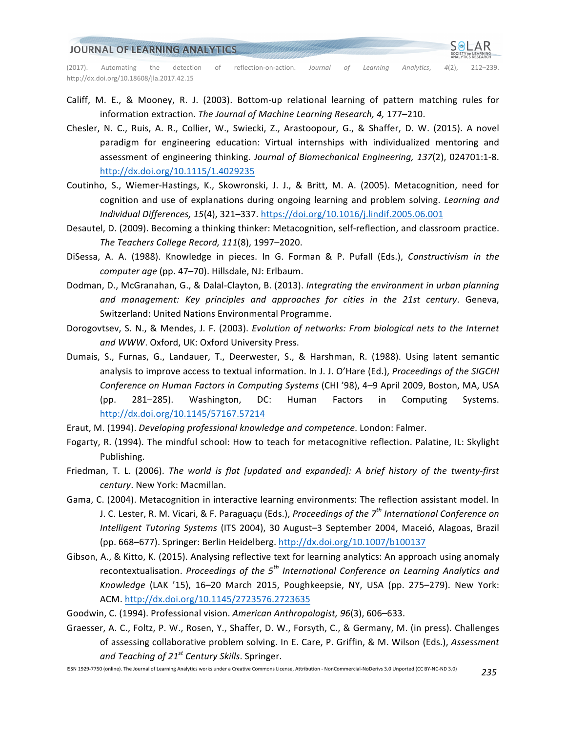Califf, M. E., & Mooney, R. J. (2003). Bottom-up relational learning of pattern matching rules for information extraction. *The Journal of Machine Learning Research, 4,* 177–210.

Chesler, N. C., Ruis, A. R., Collier, W., Swiecki, Z., Arastoopour, G., & Shaffer, D. W. (2015). A novel paradigm for engineering education: Virtual internships with individualized mentoring and assessment of engineering thinking. *Journal of Biomechanical Engineering, 137*(2), 024701:1-8. http://dx.doi.org/10.1115/1.4029235

Coutinho, S., Wiemer-Hastings, K., Skowronski, J. J., & Britt, M. A. (2005). Metacognition, need for cognition and use of explanations during ongoing learning and problem solving. *Learning and Individual Differences, 15*(4), 321–337. https://doi.org/10.1016/j.lindif.2005.06.001

Desautel, D. (2009). Becoming a thinking thinker: Metacognition, self-reflection, and classroom practice. *The Teachers College Record, 111*(8), 1997–2020.

DiSessa, A. A. (1988). Knowledge in pieces. In G. Forman & P. Pufall (Eds.), *Constructivism in the computer age* (pp. 47–70). Hillsdale, NJ: Erlbaum.

Dodman, D., McGranahan, G., & Dalal-Clayton, B. (2013). *Integrating the environment in urban planning and management: Key principles and approaches for cities in the 21st century*. Geneva, Switzerland: United Nations Environmental Programme.

Dorogovtsev, S. N., & Mendes, J. F. (2003). *Evolution of networks: From biological nets to the Internet and WWW*. Oxford, UK: Oxford University Press.

Dumais, S., Furnas, G., Landauer, T., Deerwester, S., & Harshman, R. (1988). Using latent semantic analysis to improve access to textual information. In J. J. O'Hare (Ed.), *Proceedings of the SIGCHI Conference on Human Factors in Computing Systems* (CHI '98), 4–9 April 2009, Boston, MA, USA (pp. 281–285). Washington, DC: Human Factors in Computing Systems. http://dx.doi.org/10.1145/57167.57214

Eraut, M. (1994). *Developing professional knowledge and competence*. London: Falmer.

Fogarty, R. (1994). The mindful school: How to teach for metacognitive reflection. Palatine, IL: Skylight Publishing.

Friedman, T. L. (2006). *The world is flat [updated and expanded]: A brief history of the twenty-first century*. New York: Macmillan.

Gama, C. (2004). Metacognition in interactive learning environments: The reflection assistant model. In J. C. Lester, R. M. Vicari, & F. Paraguaçu (Eds.), *Proceedings of the 7th International Conference on Intelligent Tutoring Systems* (ITS 2004), 30 August–3 September 2004, Maceió, Alagoas, Brazil (pp. 668–677). Springer: Berlin Heidelberg. http://dx.doi.org/10.1007/b100137

Gibson, A., & Kitto, K. (2015). Analysing reflective text for learning analytics: An approach using anomaly recontextualisation. *Proceedings of the 5th International Conference on Learning Analytics and Knowledge* (LAK '15), 16–20 March 2015, Poughkeepsie, NY, USA (pp. 275–279). New York: ACM. http://dx.doi.org/10.1145/2723576.2723635

Goodwin, C. (1994). Professional vision. *American Anthropologist, 96*(3), 606–633.

Graesser, A. C., Foltz, P. W., Rosen, Y., Shaffer, D. W., Forsyth, C., & Germany, M. (in press). Challenges of assessing collaborative problem solving. In E. Care, P. Griffin, & M. Wilson (Eds.), *Assessment and Teaching of 21st Century Skills*. Springer.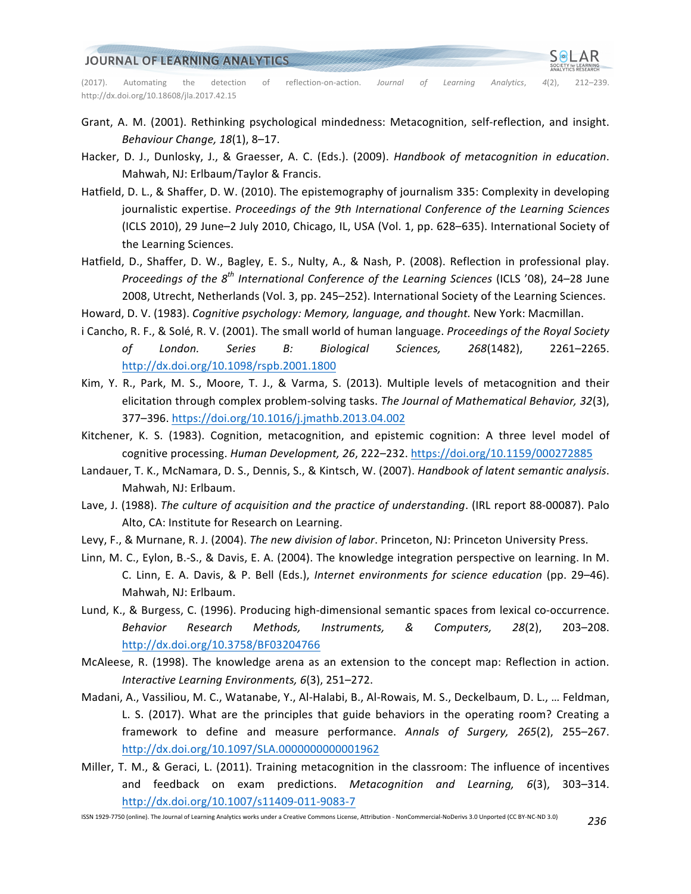Grant, A. M. (2001). Rethinking psychological mindedness: Metacognition, self-reflection, and insight. *Behaviour Change, 18*(1), 8–17.

Hacker, D. J., Dunlosky, J., & Graesser, A. C. (Eds.). (2009). *Handbook of metacognition in education*. Mahwah, NJ: Erlbaum/Taylor & Francis.

Hatfield, D. L., & Shaffer, D. W. (2010). The epistemography of journalism 335: Complexity in developing journalistic expertise. *Proceedings of the 9th International Conference of the Learning Sciences* (ICLS 2010), 29 June–2 July 2010, Chicago, IL, USA (Vol. 1, pp. 628–635). International Society of the Learning Sciences.

Hatfield, D., Shaffer, D. W., Bagley, E. S., Nulty, A., & Nash, P. (2008). Reflection in professional play. *Proceedings of the 8th International Conference of the Learning Sciences* (ICLS '08), 24–28 June 2008, Utrecht, Netherlands (Vol. 3, pp. 245–252). International Society of the Learning Sciences.

Howard, D. V. (1983). *Cognitive psychology: Memory, language, and thought.* New York: Macmillan.

i Cancho, R. F., & Solé, R. V. (2001). The small world of human language. *Proceedings of the Royal Society of London. Series B: Biological Sciences, 268*(1482), 2261–2265. http://dx.doi.org/10.1098/rspb.2001.1800

Kim, Y. R., Park, M. S., Moore, T. J., & Varma, S. (2013). Multiple levels of metacognition and their elicitation through complex problem-solving tasks. *The Journal of Mathematical Behavior, 32*(3), 377–396. https://doi.org/10.1016/j.jmathb.2013.04.002

Kitchener, K. S. (1983). Cognition, metacognition, and epistemic cognition: A three level model of cognitive processing. *Human Development, 26*, 222–232. https://doi.org/10.1159/000272885

Landauer, T. K., McNamara, D. S., Dennis, S., & Kintsch, W. (2007). *Handbook of latent semantic analysis*. Mahwah, NJ: Erlbaum.

Lave, J. (1988). *The culture of acquisition and the practice of understanding*. (IRL report 88-00087). Palo Alto, CA: Institute for Research on Learning.

Levy, F., & Murnane, R. J. (2004). *The new division of labor*. Princeton, NJ: Princeton University Press.

Linn, M. C., Eylon, B.-S., & Davis, E. A. (2004). The knowledge integration perspective on learning. In M. C. Linn, E. A. Davis, & P. Bell (Eds.), *Internet environments for science education* (pp. 29–46). Mahwah, NJ: Erlbaum.

Lund, K., & Burgess, C. (1996). Producing high-dimensional semantic spaces from lexical co-occurrence. *Behavior Research Methods, Instruments, & Computers, 28*(2), 203–208. http://dx.doi.org/10.3758/BF03204766

McAleese, R. (1998). The knowledge arena as an extension to the concept map: Reflection in action. *Interactive Learning Environments, 6*(3), 251–272.

Madani, A., Vassiliou, M. C., Watanabe, Y., Al-Halabi, B., Al-Rowais, M. S., Deckelbaum, D. L., … Feldman, L. S. (2017). What are the principles that guide behaviors in the operating room? Creating a framework to define and measure performance. *Annals of Surgery, 265*(2), 255–267. http://dx.doi.org/10.1097/SLA.0000000000001962

Miller, T. M., & Geraci, L. (2011). Training metacognition in the classroom: The influence of incentives and feedback on exam predictions. *Metacognition and Learning, 6*(3), 303–314. http://dx.doi.org/10.1007/s11409-011-9083-7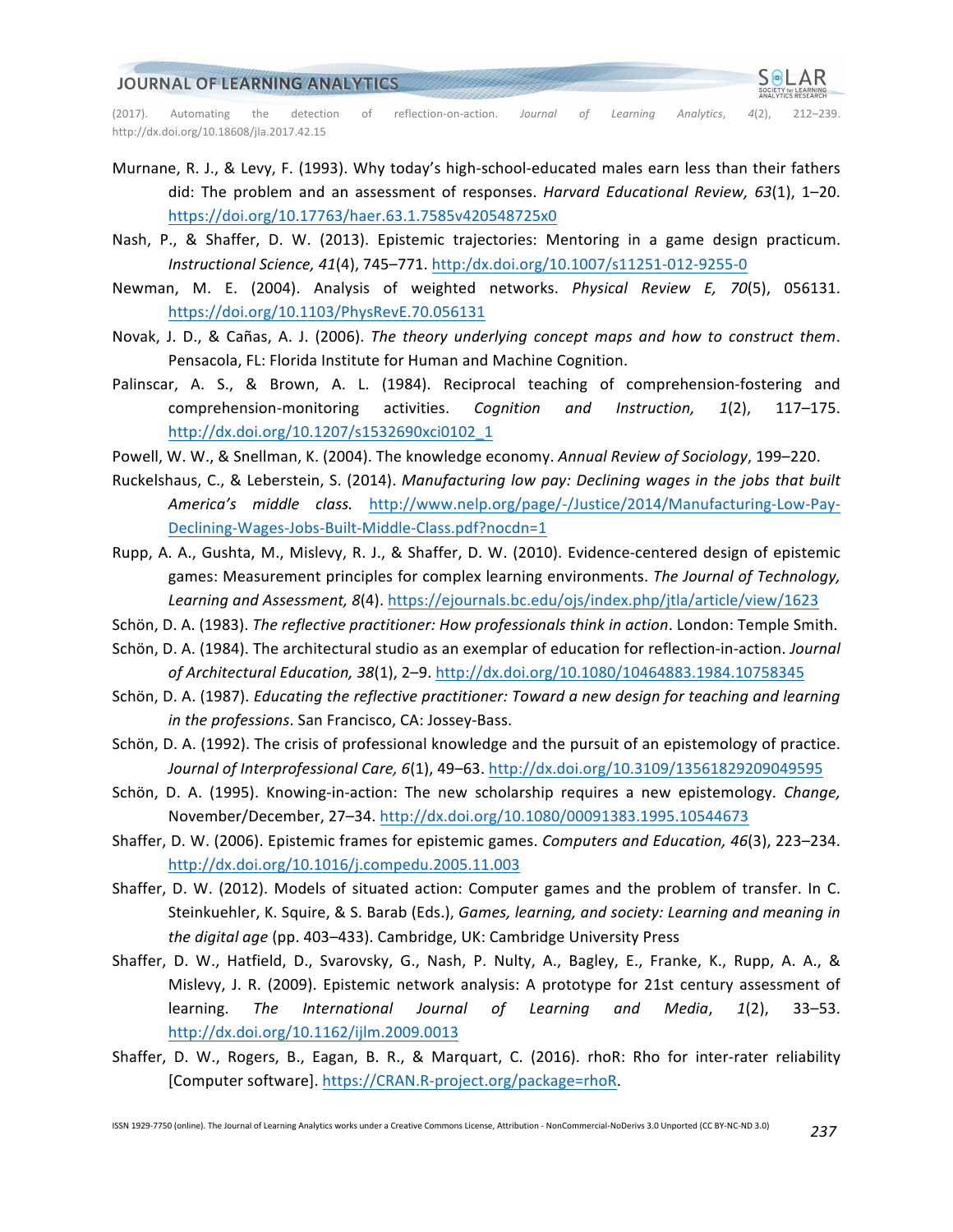Murnane, R. J., & Levy, F. (1993). Why today's high-school-educated males earn less than their fathers did: The problem and an assessment of responses. *Harvard Educational Review, 63*(1), 1–20. https://doi.org/10.17763/haer.63.1.7585v420548725x0

Nash, P., & Shaffer, D. W. (2013). Epistemic trajectories: Mentoring in a game design practicum. *Instructional Science, 41*(4), 745–771. http:/dx.doi.org/10.1007/s11251-012-9255-0

Newman, M. E. (2004). Analysis of weighted networks. *Physical Review E, 70*(5), 056131. https://doi.org/10.1103/PhysRevE.70.056131

Novak, J. D., & Cañas, A. J. (2006). *The theory underlying concept maps and how to construct them*. Pensacola, FL: Florida Institute for Human and Machine Cognition.

Palinscar, A. S., & Brown, A. L. (1984). Reciprocal teaching of comprehension-fostering and comprehension-monitoring activities. *Cognition and Instruction, 1*(2), 117–175. http://dx.doi.org/10.1207/s1532690xci0102_1

Powell, W. W., & Snellman, K. (2004). The knowledge economy. *Annual Review of Sociology*, 199–220.

Ruckelshaus, C., & Leberstein, S. (2014). *Manufacturing low pay: Declining wages in the jobs that built America's middle class.* http://www.nelp.org/page/-/Justice/2014/Manufacturing-Low-Pay-Declining-Wages-Jobs-Built-Middle-Class.pdf?nocdn=1

Rupp, A. A., Gushta, M., Mislevy, R. J., & Shaffer, D. W. (2010). Evidence-centered design of epistemic games: Measurement principles for complex learning environments. *The Journal of Technology, Learning and Assessment, 8*(4). https://ejournals.bc.edu/ojs/index.php/jtla/article/view/1623

Schön, D. A. (1983). *The reflective practitioner: How professionals think in action*. London: Temple Smith.

Schön, D. A. (1984). The architectural studio as an exemplar of education for reflection-in-action. *Journal of Architectural Education, 38*(1), 2–9. http://dx.doi.org/10.1080/10464883.1984.10758345

Schön, D. A. (1987). *Educating the reflective practitioner: Toward a new design for teaching and learning in the professions*. San Francisco, CA: Jossey-Bass.

Schön, D. A. (1992). The crisis of professional knowledge and the pursuit of an epistemology of practice. *Journal of Interprofessional Care, 6*(1), 49–63. http://dx.doi.org/10.3109/13561829209049595

Schön, D. A. (1995). Knowing-in-action: The new scholarship requires a new epistemology. *Change,* November/December, 27–34. http://dx.doi.org/10.1080/00091383.1995.10544673

Shaffer, D. W. (2006). Epistemic frames for epistemic games. *Computers and Education, 46*(3), 223–234. http://dx.doi.org/10.1016/j.compedu.2005.11.003

Shaffer, D. W. (2012). Models of situated action: Computer games and the problem of transfer. In C. Steinkuehler, K. Squire, & S. Barab (Eds.), *Games, learning, and society: Learning and meaning in the digital age* (pp. 403–433). Cambridge, UK: Cambridge University Press

Shaffer, D. W., Hatfield, D., Svarovsky, G., Nash, P. Nulty, A., Bagley, E., Franke, K., Rupp, A. A., & Mislevy, J. R. (2009). Epistemic network analysis: A prototype for 21st century assessment of learning. *The International Journal of Learning and Media*, *1*(2), 33–53. http://dx.doi.org/10.1162/ijlm.2009.0013

Shaffer, D. W., Rogers, B., Eagan, B. R., & Marquart, C. (2016). rhoR: Rho for inter-rater reliability [Computer software]. https://CRAN.R-project.org/package=rhoR.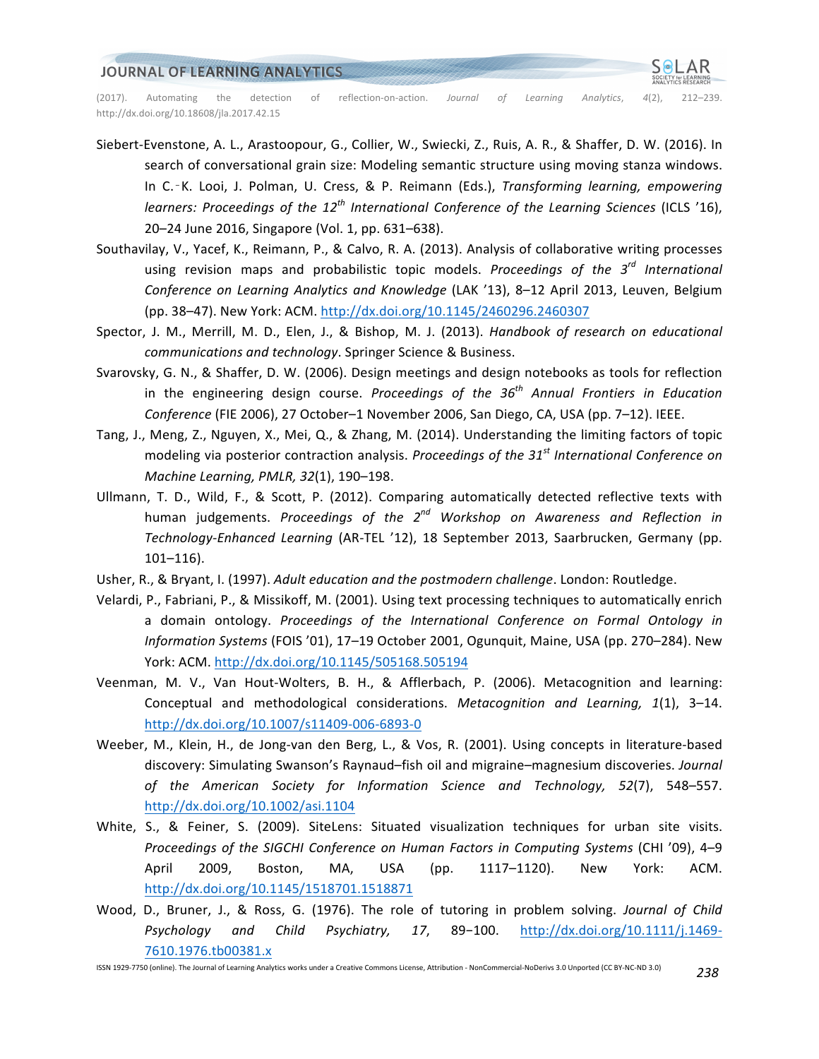Siebert-Evenstone, A. L., Arastoopour, G., Collier, W., Swiecki, Z., Ruis, A. R., & Shaffer, D. W. (2016). In search of conversational grain size: Modeling semantic structure using moving stanza windows. In C.-K. Looi, J. Polman, U. Cress, & P. Reimann (Eds.), *Transforming learning, empowering learners: Proceedings of the 12th International Conference of the Learning Sciences* (ICLS '16), 20–24 June 2016, Singapore (Vol. 1, pp. 631–638).

Southavilay, V., Yacef, K., Reimann, P., & Calvo, R. A. (2013). Analysis of collaborative writing processes using revision maps and probabilistic topic models. *Proceedings of the 3rd International Conference on Learning Analytics and Knowledge* (LAK '13), 8–12 April 2013, Leuven, Belgium (pp. 38–47). New York: ACM. http://dx.doi.org/10.1145/2460296.2460307

Spector, J. M., Merrill, M. D., Elen, J., & Bishop, M. J. (2013). *Handbook of research on educational communications and technology*. Springer Science & Business.

Svarovsky, G. N., & Shaffer, D. W. (2006). Design meetings and design notebooks as tools for reflection in the engineering design course. *Proceedings of the 36th Annual Frontiers in Education Conference* (FIE 2006), 27 October–1 November 2006, San Diego, CA, USA (pp. 7–12). IEEE.

Tang, J., Meng, Z., Nguyen, X., Mei, Q., & Zhang, M. (2014). Understanding the limiting factors of topic modeling via posterior contraction analysis. *Proceedings of the 31st International Conference on Machine Learning, PMLR, 32*(1), 190–198.

Ullmann, T. D., Wild, F., & Scott, P. (2012). Comparing automatically detected reflective texts with human judgements. *Proceedings of the 2nd Workshop on Awareness and Reflection in Technology-Enhanced Learning* (AR-TEL '12), 18 September 2013, Saarbrucken, Germany (pp. 101–116).

Usher, R., & Bryant, I. (1997). *Adult education and the postmodern challenge*. London: Routledge.

Velardi, P., Fabriani, P., & Missikoff, M. (2001). Using text processing techniques to automatically enrich a domain ontology. *Proceedings of the International Conference on Formal Ontology in Information Systems* (FOIS '01), 17–19 October 2001, Ogunquit, Maine, USA (pp. 270–284). New York: ACM. http://dx.doi.org/10.1145/505168.505194

Veenman, M. V., Van Hout-Wolters, B. H., & Afflerbach, P. (2006). Metacognition and learning: Conceptual and methodological considerations. *Metacognition and Learning, 1*(1), 3–14. http://dx.doi.org/10.1007/s11409-006-6893-0

Weeber, M., Klein, H., de Jong-van den Berg, L., & Vos, R. (2001). Using concepts in literature-based discovery: Simulating Swanson's Raynaud–fish oil and migraine–magnesium discoveries. *Journal of the American Society for Information Science and Technology, 52*(7), 548–557. http://dx.doi.org/10.1002/asi.1104

White, S., & Feiner, S. (2009). SiteLens: Situated visualization techniques for urban site visits. *Proceedings of the SIGCHI Conference on Human Factors in Computing Systems* (CHI '09), 4–9 April 2009, Boston, MA, USA (pp. 1117–1120). New York: ACM. http://dx.doi.org/10.1145/1518701.1518871

Wood, D., Bruner, J., & Ross, G. (1976). The role of tutoring in problem solving. *Journal of Child Psychology and Child Psychiatry, 17*, 89−100. http://dx.doi.org/10.1111/j.1469-7610.1976.tb00381.x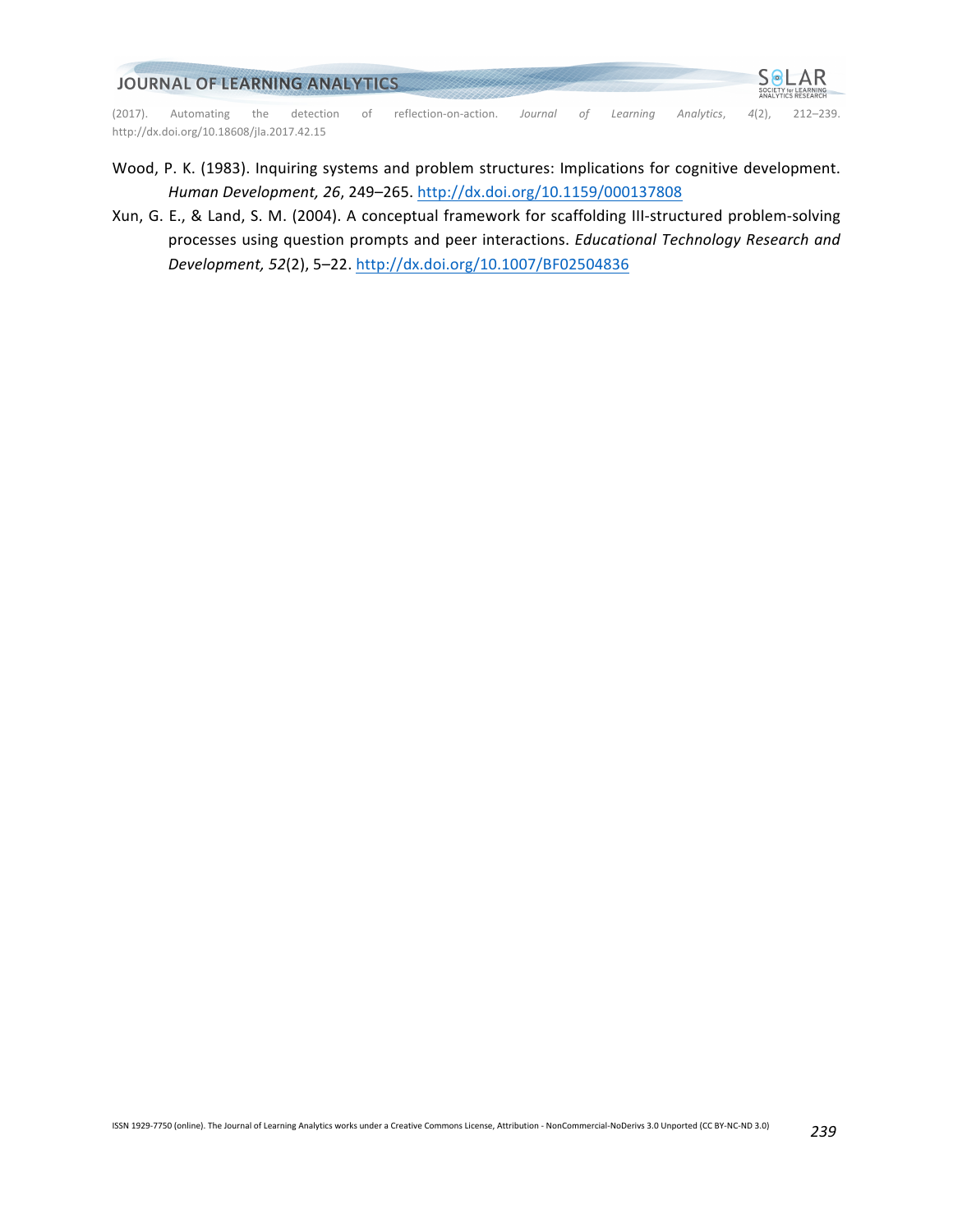Wood, P. K. (1983). Inquiring systems and problem structures: Implications for cognitive development. *Human Development, 26*, 249–265. http://dx.doi.org/10.1159/000137808

Xun, G. E., & Land, S. M. (2004). A conceptual framework for scaffolding III-structured problem-solving processes using question prompts and peer interactions. *Educational Technology Research and Development, 52*(2), 5–22. http://dx.doi.org/10.1007/BF02504836